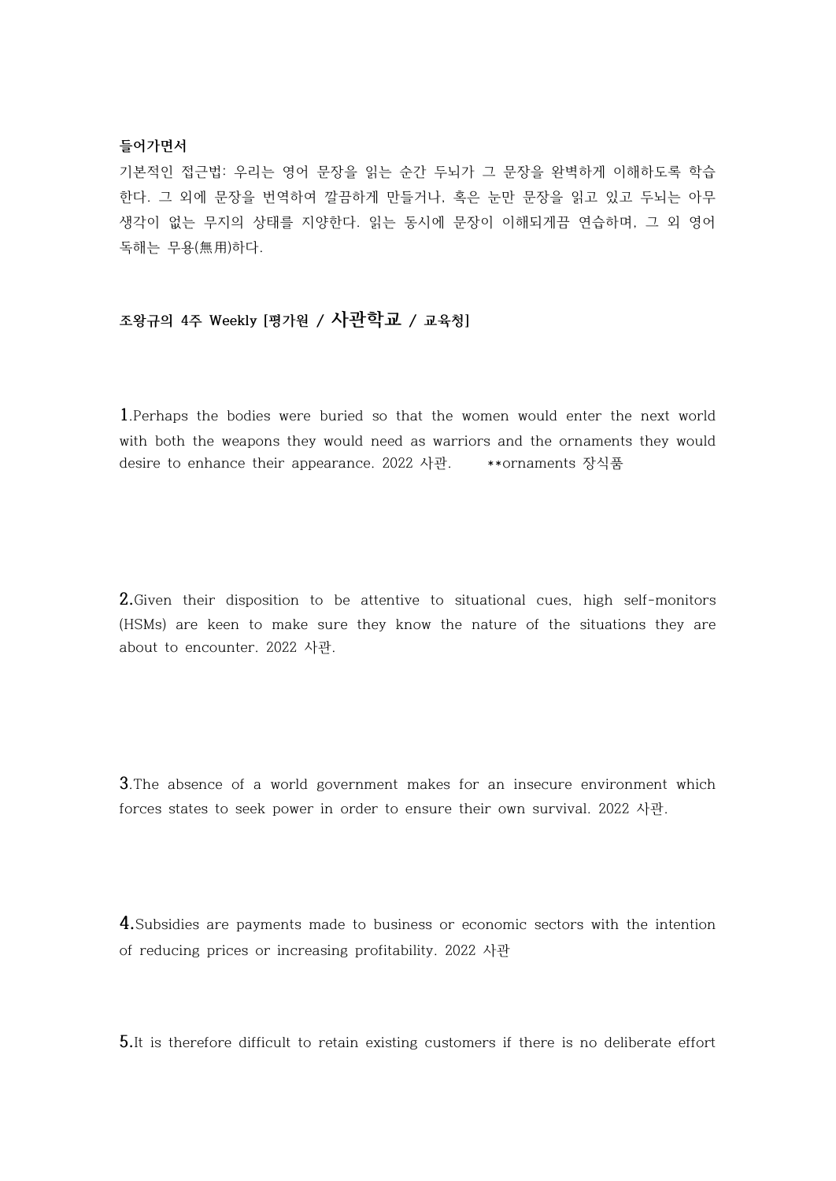**들어가면서**

기본적인 접근법: 우리는 영어 문장을 읽는 순간 두뇌가 그 문장을 완벽하게 이해하도록 학습한다. 그 외에 문장을 번역하여 깔끔하게 만들거나, 혹은 눈만 문장을 읽고 있고 두뇌는 아무 생각이 없는 무지의 상태를 지양한다. 읽는 동시에 문장이 이해되게끔 연습하며, 그 외 영어 독해는 무용(無用)하다.

**조왕규의 4주 Weekly [평가원 / 사관학교 / 교육청]**

**1.**Perhaps the bodies were buried so that the women would enter the next world with both the weapons they would need as warriors and the ornaments they would desire to enhance their appearance. 2022 사관. **ornaments 장식품

**2.**Given their disposition to be attentive to situational cues, high self-monitors (HSMs) are keen to make sure they know the nature of the situations they are about to encounter. 2022 사관.

**3.**The absence of a world government makes for an insecure environment which forces states to seek power in order to ensure their own survival. 2022 사관.

**4.**Subsidies are payments made to business or economic sectors with the intention of reducing prices or increasing profitability. 2022 사관

**5.**It is therefore difficult to retain existing customers if there is no deliberate effort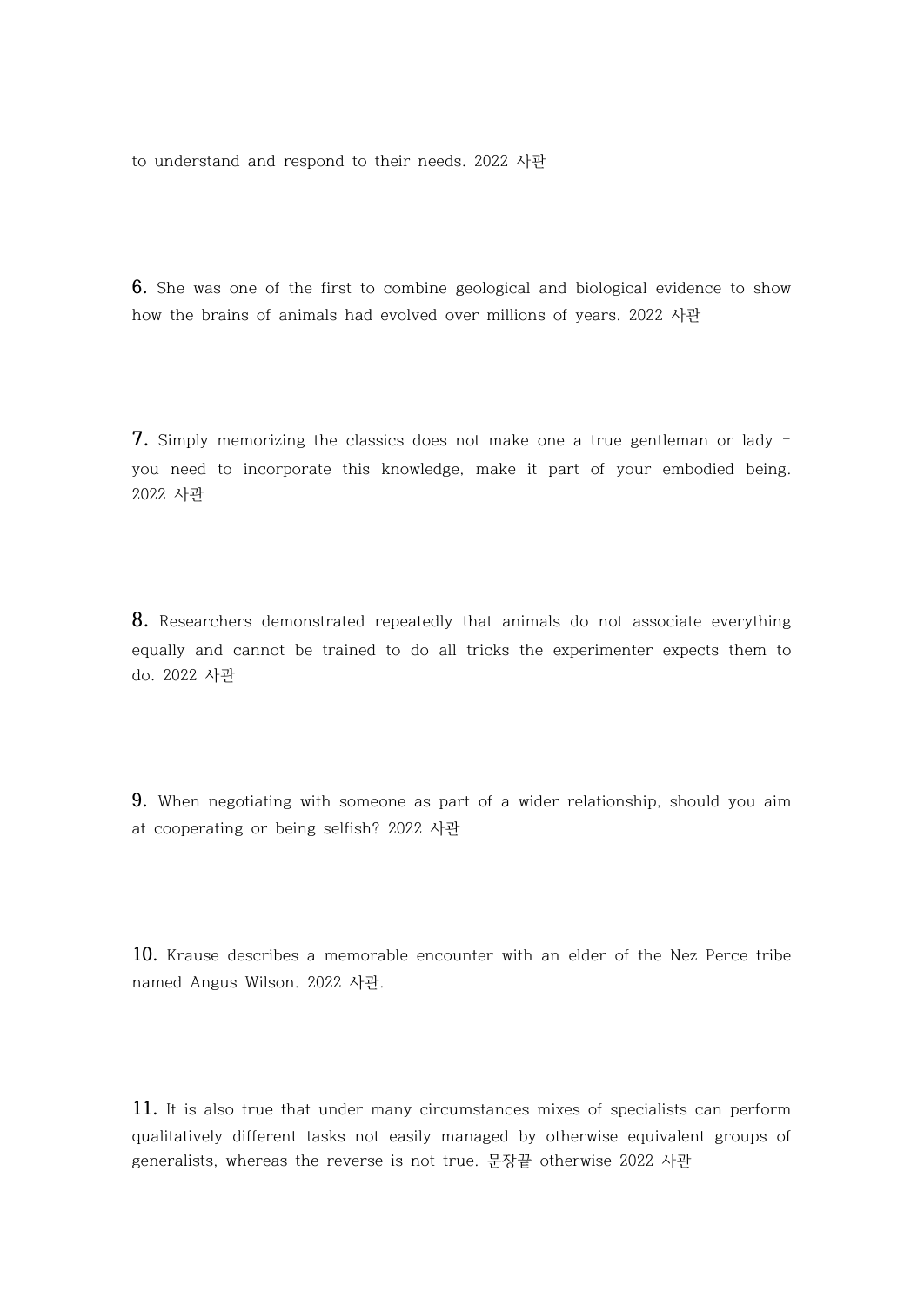to understand and respond to their needs. 2022 사관

**6.** She was one of the first to combine geological and biological evidence to show how the brains of animals had evolved over millions of years. 2022 사관

**7.** Simply memorizing the classics does not make one a true gentleman or lady - you need to incorporate this knowledge, make it part of your embodied being. 2022 사관

**8.** Researchers demonstrated repeatedly that animals do not associate everything equally and cannot be trained to do all tricks the experimenter expects them to do. 2022 사관

**9.** When negotiating with someone as part of a wider relationship, should you aim at cooperating or being selfish? 2022 사관

**10.** Krause describes a memorable encounter with an elder of the Nez Perce tribe named Angus Wilson. 2022 사관.

**11.** It is also true that under many circumstances mixes of specialists can perform qualitatively different tasks not easily managed by otherwise equivalent groups of generalists, whereas the reverse is not true. 문장끝 otherwise 2022 사관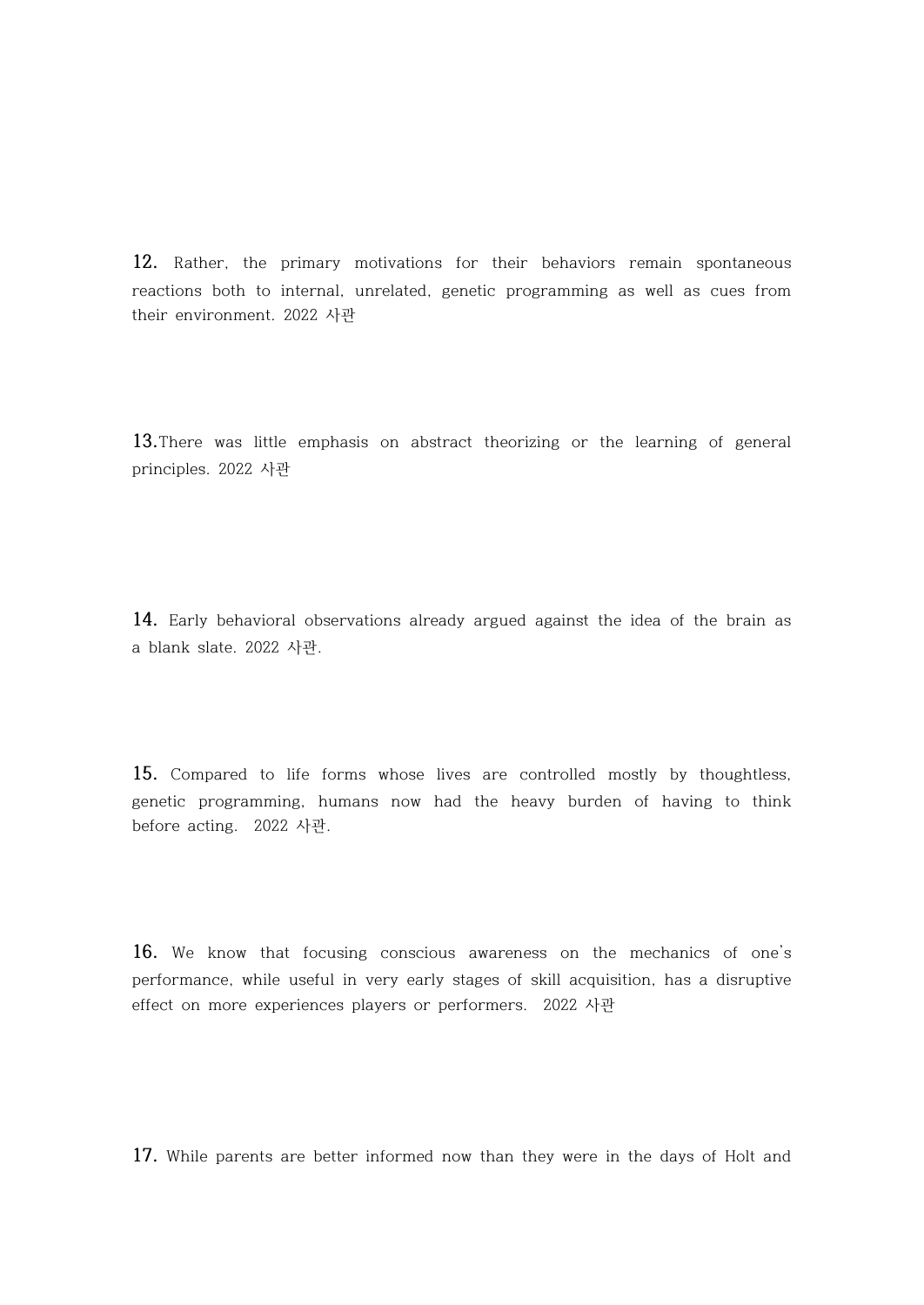**12.** Rather, the primary motivations for their behaviors remain spontaneous reactions both to internal, unrelated, genetic programming as well as cues from their environment. 2022 사관

**13.**There was little emphasis on abstract theorizing or the learning of general principles. 2022 사관

**14.** Early behavioral observations already argued against the idea of the brain as a blank slate. 2022 사관.

**15.** Compared to life forms whose lives are controlled mostly by thoughtless, genetic programming, humans now had the heavy burden of having to think before acting.  2022 사관.

**16.** We know that focusing conscious awareness on the mechanics of one's performance, while useful in very early stages of skill acquisition, has a disruptive effect on more experiences players or performers.  2022 사관

**17.** While parents are better informed now than they were in the days of Holt and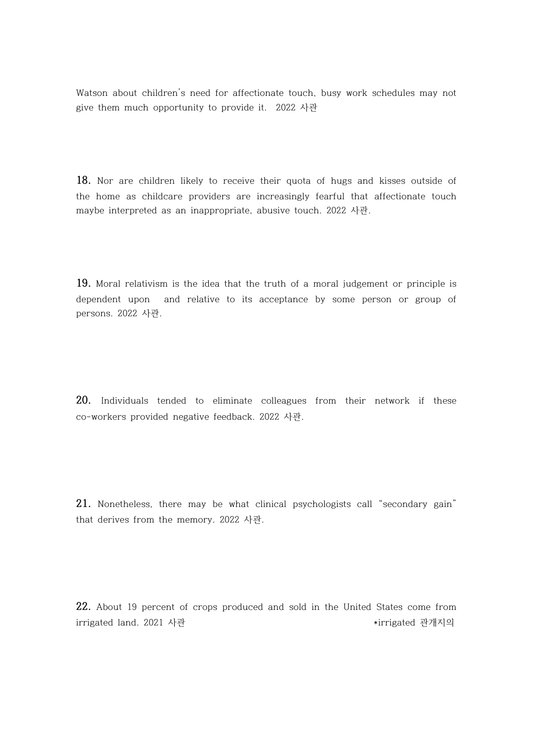Watson about children's need for affectionate touch, busy work schedules may not give them much opportunity to provide it. 2022 사관

**18.** Nor are children likely to receive their quota of hugs and kisses outside of the home as childcare providers are increasingly fearful that affectionate touch maybe interpreted as an inappropriate, abusive touch. 2022 사관.

**19.** Moral relativism is the idea that the truth of a moral judgement or principle is dependent upon and relative to its acceptance by some person or group of persons. 2022 사관.

**20.** Individuals tended to eliminate colleagues from their network if these co-workers provided negative feedback. 2022 사관.

**21.** Nonetheless, there may be what clinical psychologists call "secondary gain" that derives from the memory. 2022 사관.

**22.** About 19 percent of crops produced and sold in the United States come from irrigated land. 2021 사관

*irrigated 관개지의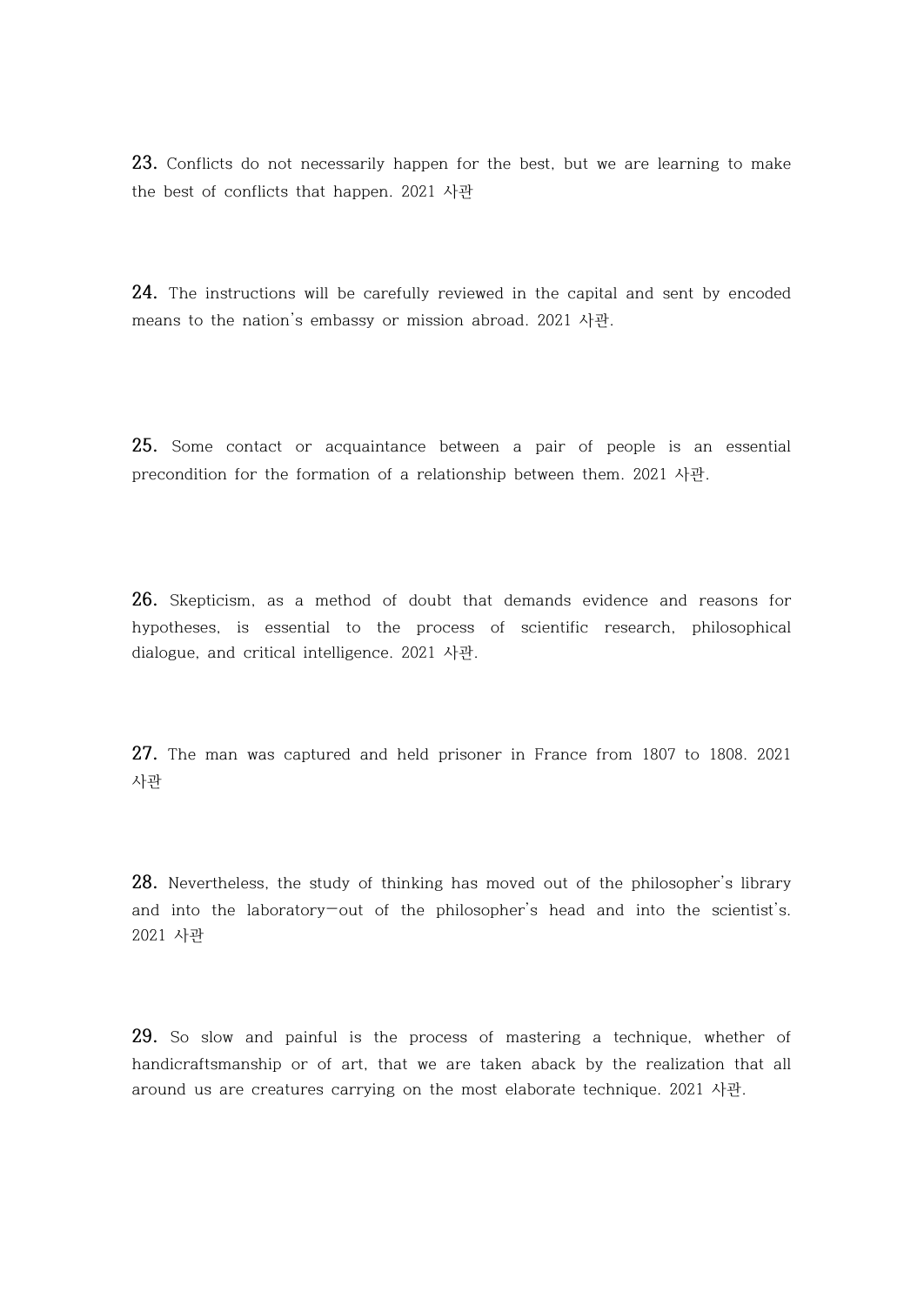**23.** Conflicts do not necessarily happen for the best, but we are learning to make the best of conflicts that happen. 2021 사관

**24.** The instructions will be carefully reviewed in the capital and sent by encoded means to the nation's embassy or mission abroad. 2021 사관.

**25.** Some contact or acquaintance between a pair of people is an essential precondition for the formation of a relationship between them. 2021 사관.

**26.** Skepticism, as a method of doubt that demands evidence and reasons for hypotheses, is essential to the process of scientific research, philosophical dialogue, and critical intelligence. 2021 사관.

**27.** The man was captured and held prisoner in France from 1807 to 1808. 2021 사관

**28.** Nevertheless, the study of thinking has moved out of the philosopher's library and into the laboratory—out of the philosopher's head and into the scientist's. 2021 사관

**29.** So slow and painful is the process of mastering a technique, whether of handicraftsmanship or of art, that we are taken aback by the realization that all around us are creatures carrying on the most elaborate technique. 2021 사관.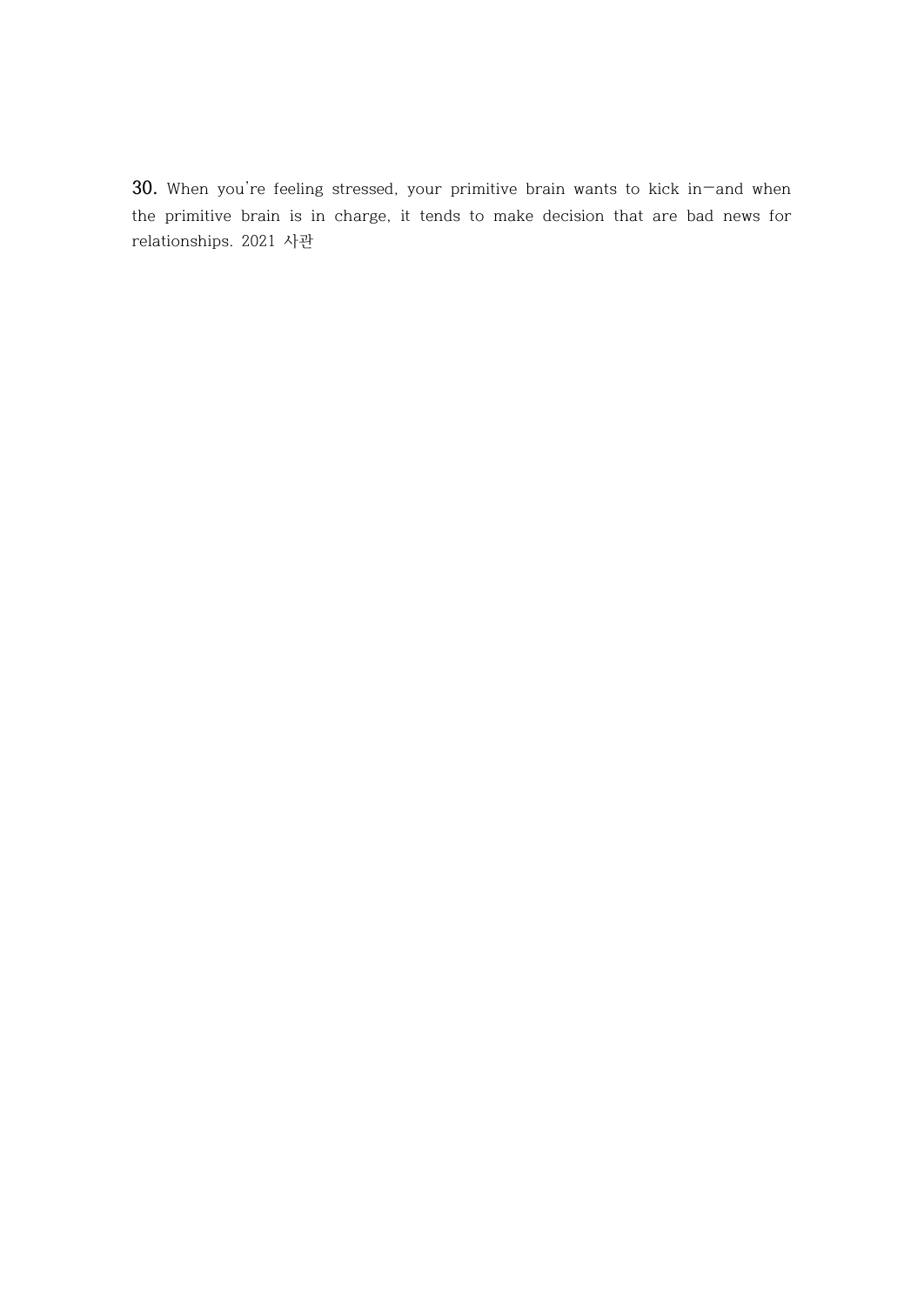**30.** When you're feeling stressed, your primitive brain wants to kick in—and when the primitive brain is in charge, it tends to make decision that are bad news for relationships. 2021 사관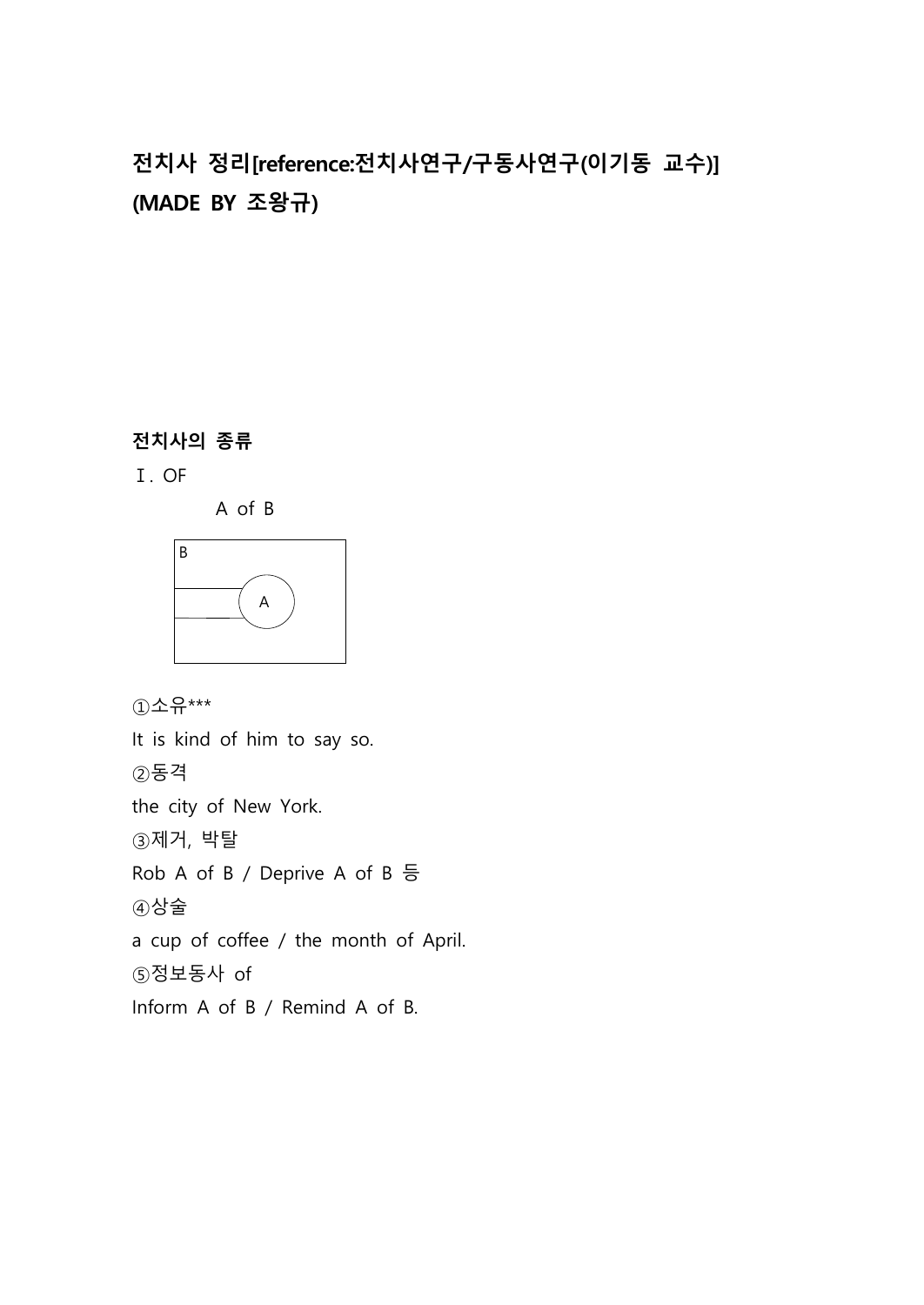# 전치사 정리[reference:전치사연구/구동사연구(이기동 교수)] (MADE BY 조왕규)

## 전치사의 종류

Ⅰ. OF

A of B

B

A

①소유***

It is kind of him to say so.

②동격

the city of New York.

③제거, 박탈

Rob A of B / Deprive A of B 등

④상술

a cup of coffee / the month of April.

⑤정보동사 of

Inform A of B / Remind A of B.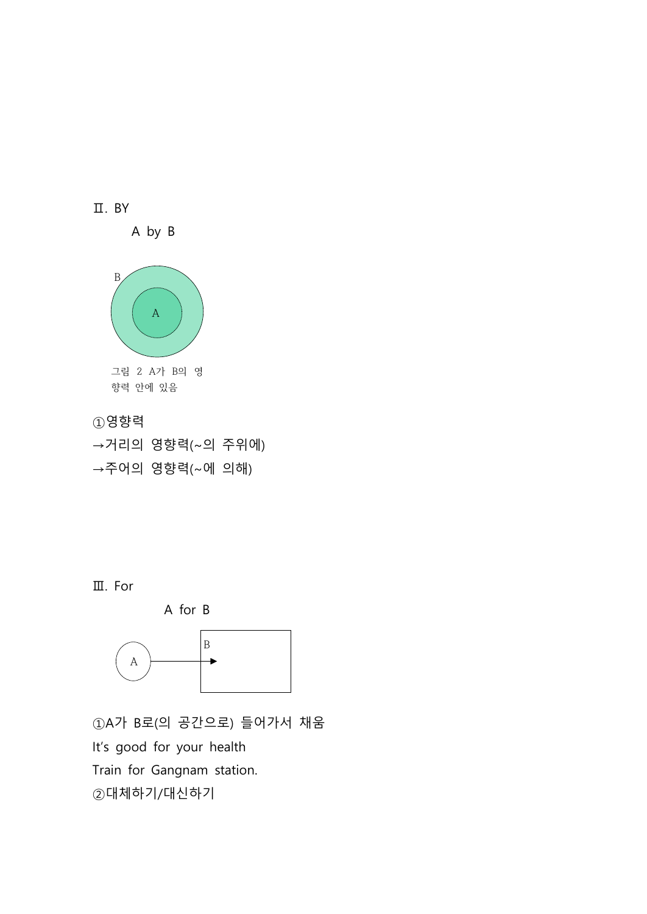## Ⅱ. BY

A by B

그림 2 A가 B의 영향력 안에 있음

①영향력

→거리의 영향력(~의 주위에)

→주어의 영향력(~에 의해)

## Ⅲ. For

A for B

①A가 B로(의 공간으로) 들어가서 채움

It's good for your health

Train for Gangnam station.

②대체하기/대신하기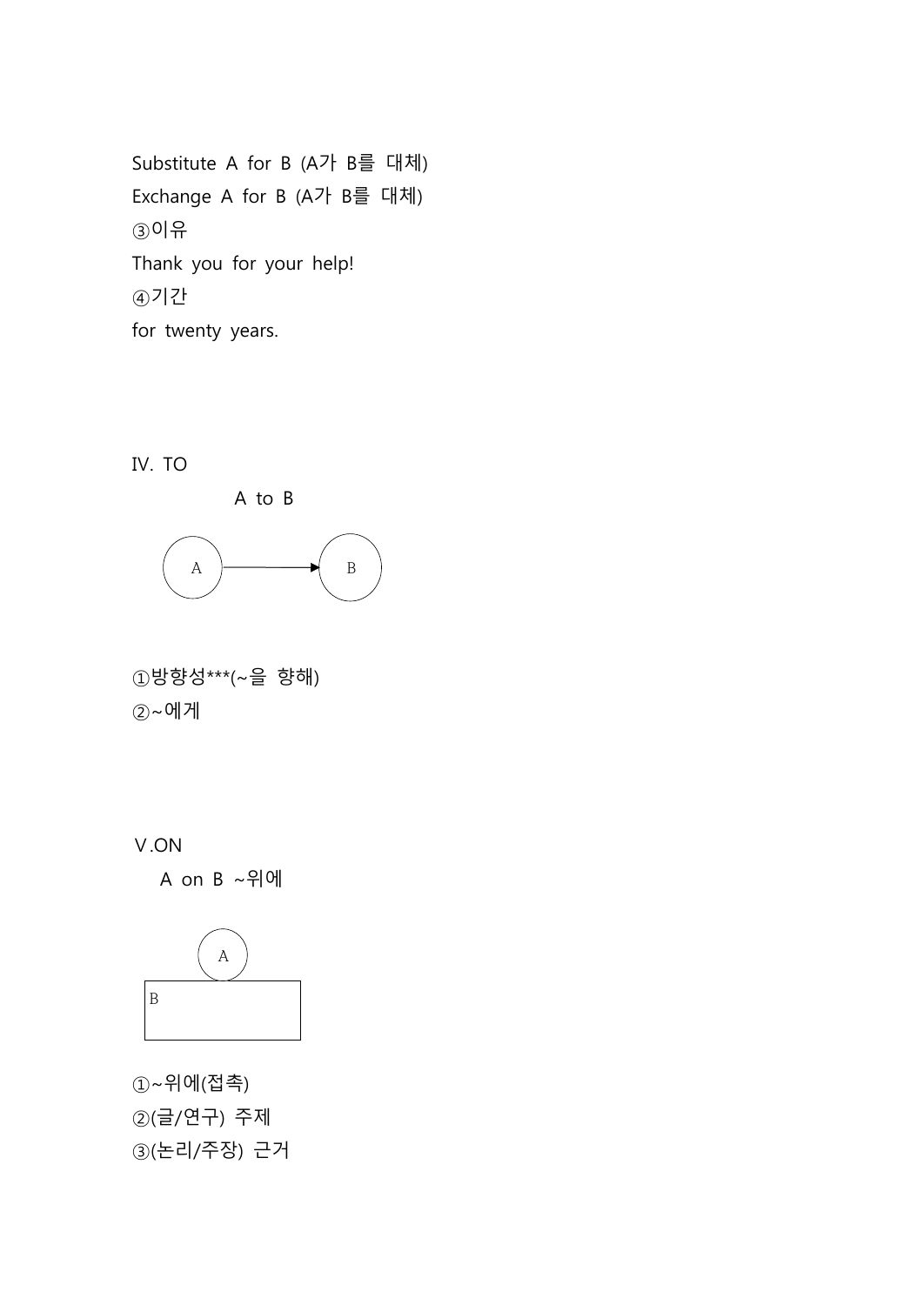Substitute A for B (A가 B를 대체)

Exchange A for B (A가 B를 대체)

③이유

Thank you for your help!

④기간

for twenty years.

## IV. TO

A to B

①방향성***(~을 향해)

②~에게

## V.ON

A on B ~위에

①~위에(접촉)

②(글/연구) 주제

③(논리/주장) 근거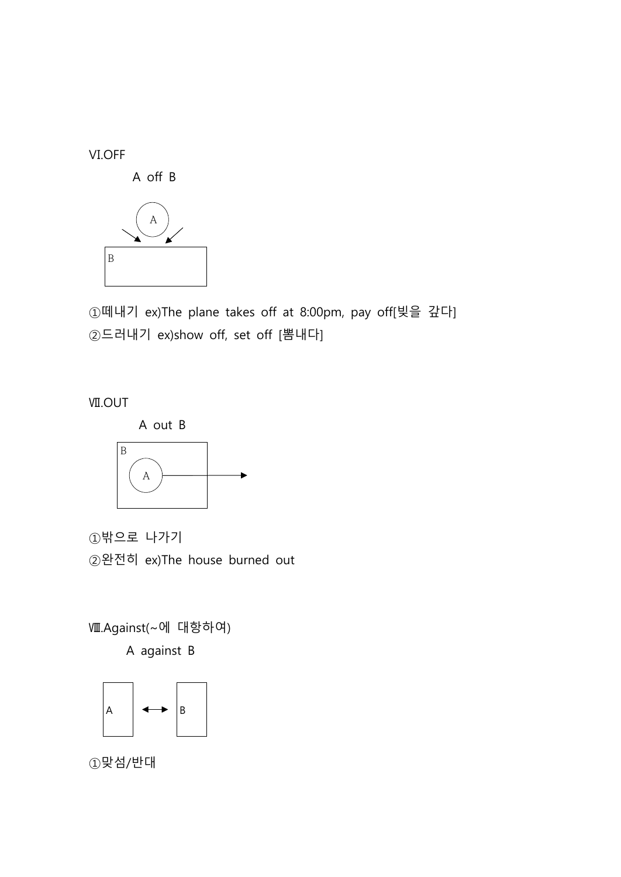VI.OFF

A off B

①떼내기 ex)The plane takes off at 8:00pm, pay off[빚을 갚다]

②드러내기 ex)show off, set off [뽐내다]

Ⅶ.OUT

A out B

①밖으로 나가기

②완전히 ex)The house burned out

Ⅷ.Against(~에 대항하여)

A against B

①맞섬/반대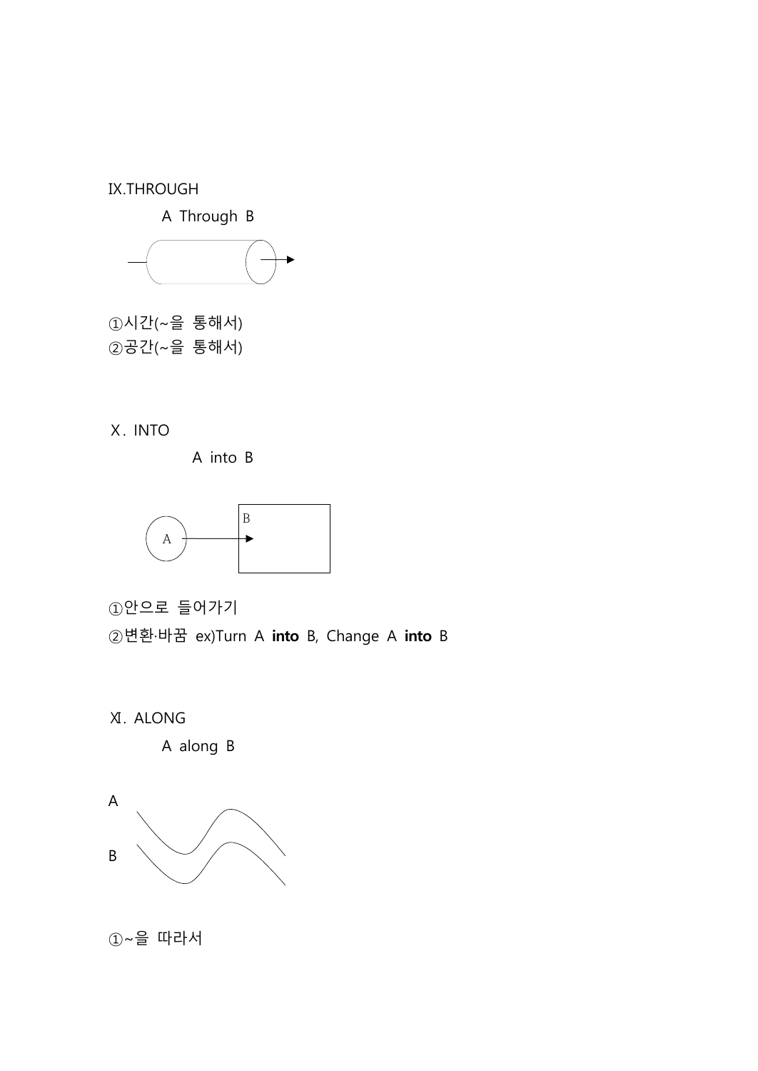## Ⅸ.THROUGH

A Through B

①시간(~을 통해서)
②공간(~을 통해서)

## Ⅹ. INTO

A into B

①안으로 들어가기
②변환·바꿈 ex)Turn A **into** B, Change A **into** B

## Ⅺ. ALONG

A along B

①~을 따라서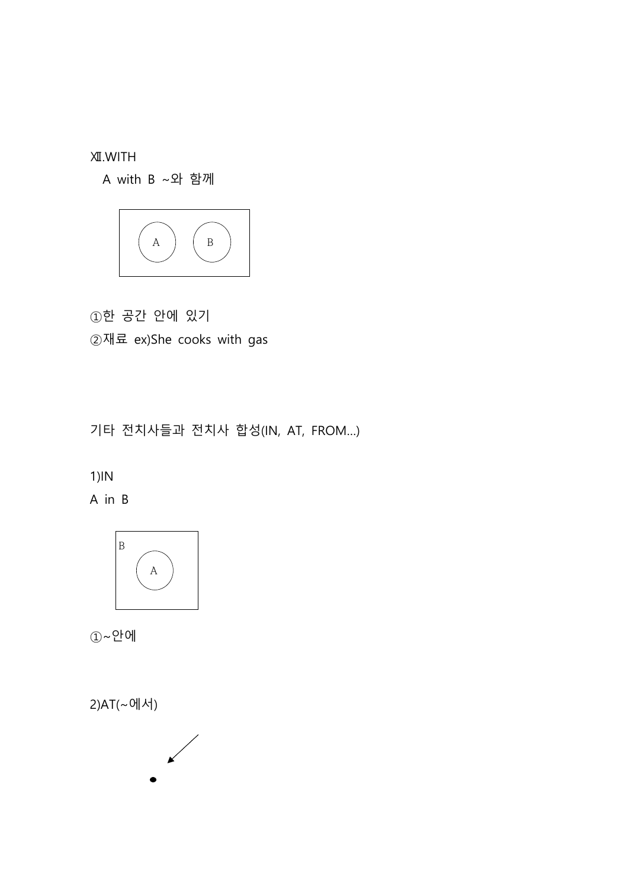Ⅻ.WITH

A with B ~와 함께

①한 공간 안에 있기

②재료 ex)She cooks with gas

기타 전치사들과 전치사 합성(IN, AT, FROM...)

1)IN

A in B

①~안에

2)AT(~에서)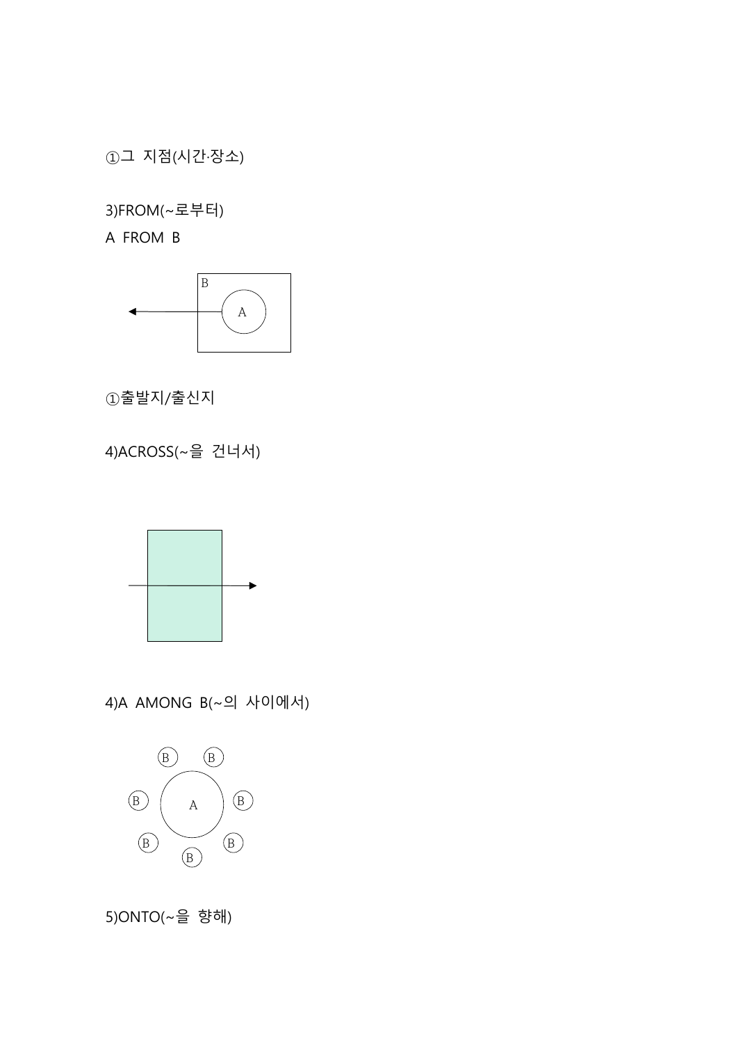①그 지점(시간·장소)

3)FROM(~로부터)

A FROM B

①출발지/출신지

4)ACROSS(~을 건너서)

4)A AMONG B(~의 사이에서)

5)ONTO(~을 향해)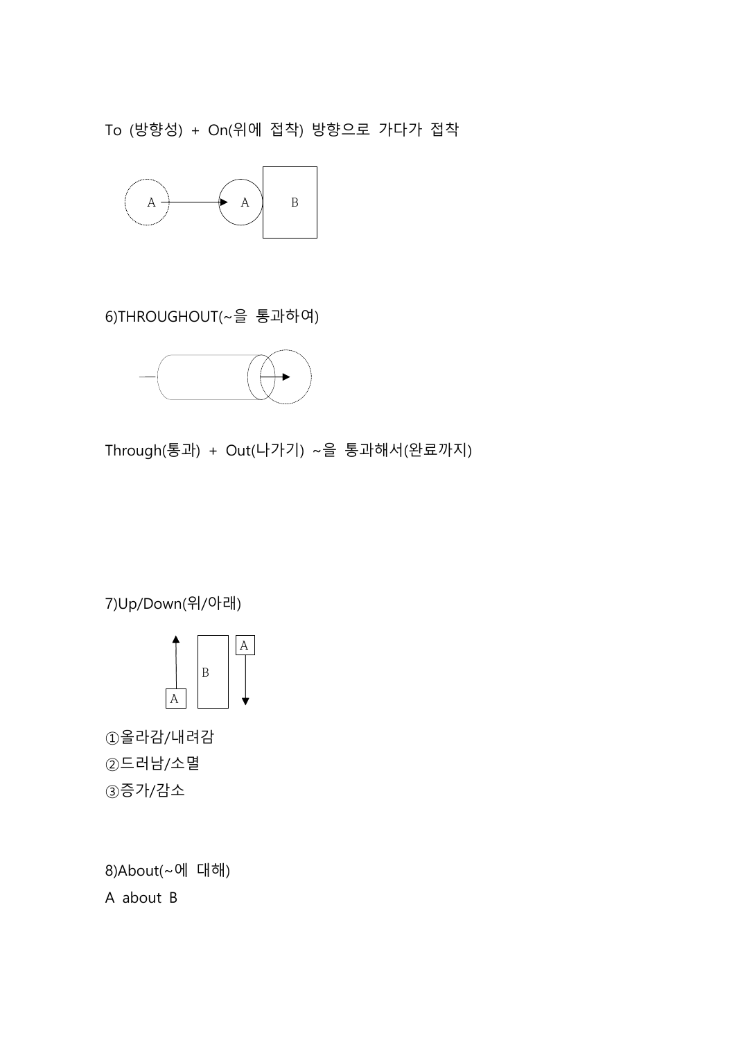To (방향성) + On(위에 접착) 방향으로 가다가 접착

6)THROUGHOUT(~을 통과하여)

Through(통과) + Out(나가기) ~을 통과해서(완료까지)

7)Up/Down(위/아래)

①올라감/내려감

②드러남/소멸

③증가/감소

8)About(~에 대해)

A about B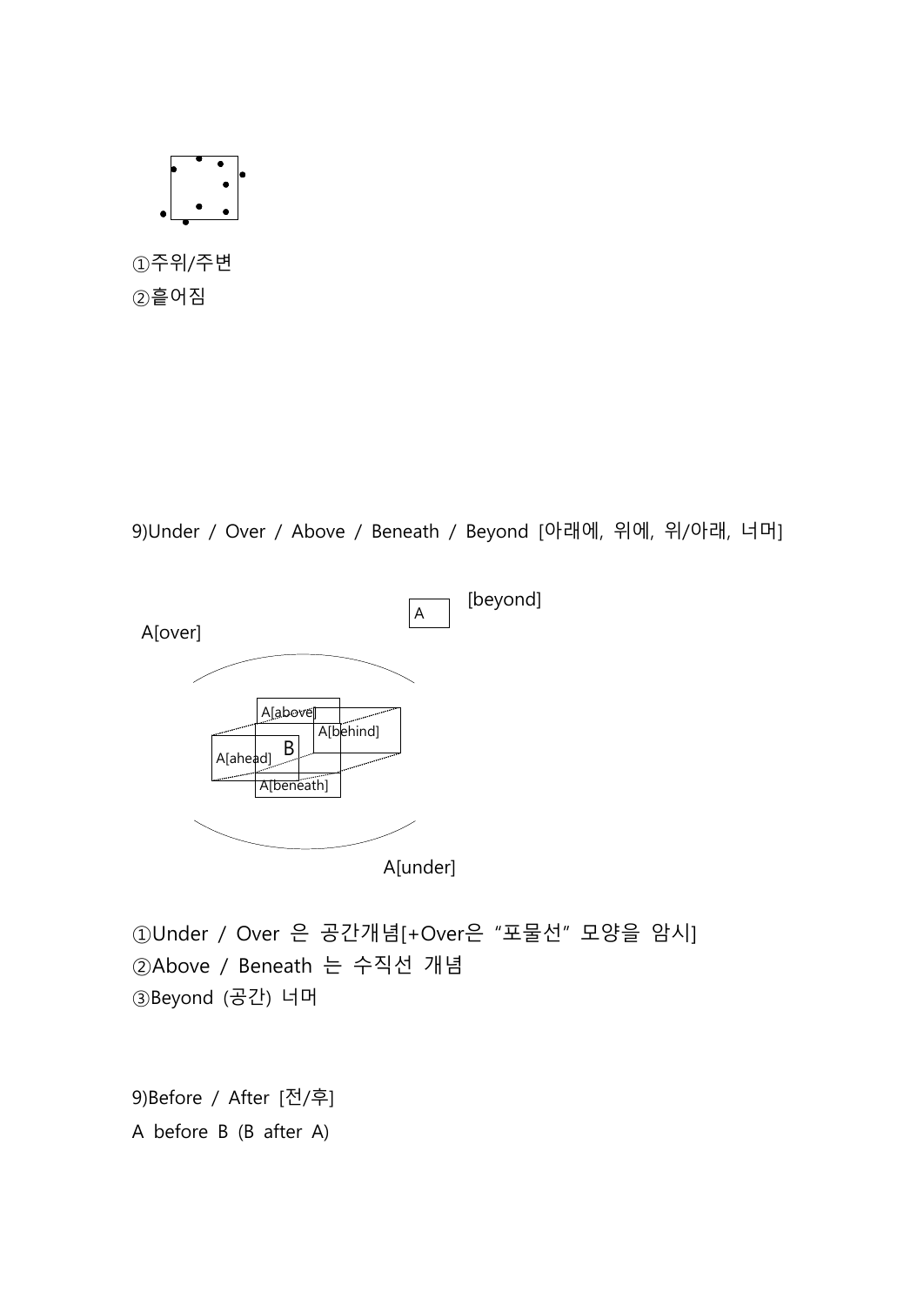①주위/주변

②흩어짐

9)Under / Over / Above / Beneath / Beyond [아래에, 위에, 위/아래, 너머]

A [beyond]

A[over]

A[above]

A[behind]

A[ahead] B

A[beneath]

A[under]

①Under / Over 은 공간개념[+Over은 "포물선" 모양을 암시]

②Above / Beneath 는 수직선 개념

③Beyond (공간) 너머

9)Before / After [전/후]

A before B (B after A)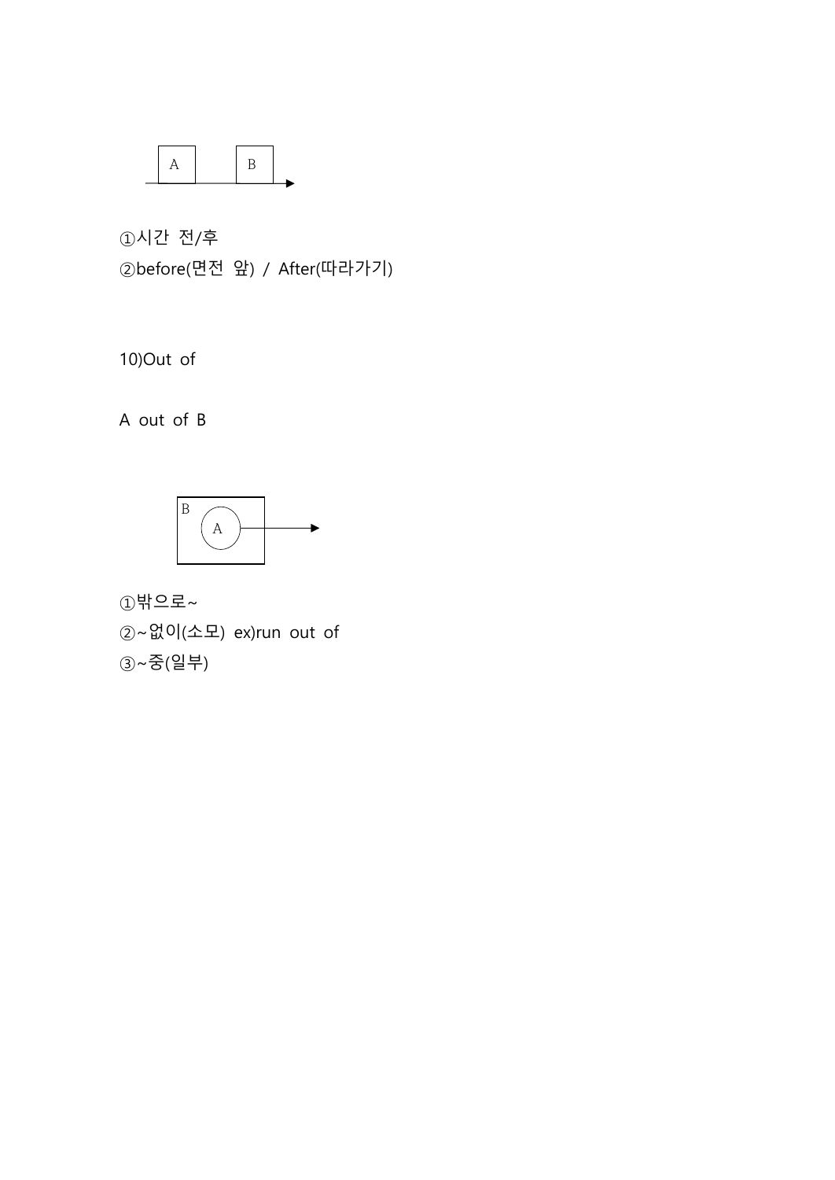A B

①시간 전/후

②before(면전 앞) / After(따라가기)

10)Out of

A out of B

B A

①밖으로~

②~없이(소모) ex)run out of

③~중(일부)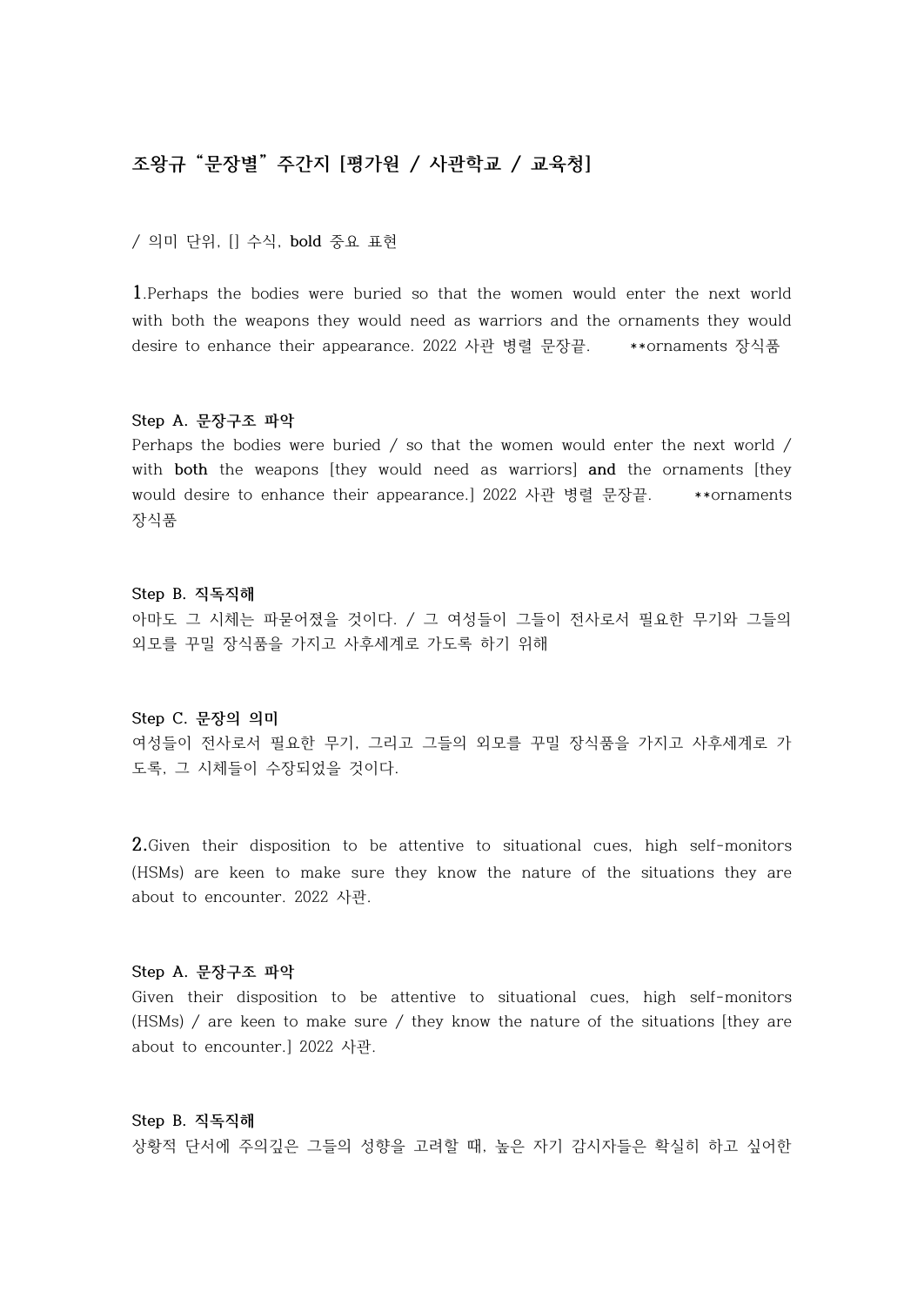## 조왕규 “문장별” 주간지 [평가원 / 사관학교 / 교육청]

/ 의미 단위, [] 수식, **bold** 중요 표현

**1.**Perhaps the bodies were buried so that the women would enter the next world with both the weapons they would need as warriors and the ornaments they would desire to enhance their appearance. 2022 사관 병렬 문장끝.    **ornaments 장식품

**Step A. 문장구조 파악**

Perhaps the bodies were buried / so that the women would enter the next world / with **both** the weapons [they would need as warriors] **and** the ornaments [they would desire to enhance their appearance.] 2022 사관 병렬 문장끝.    **ornaments 장식품

**Step B. 직독직해**

아마도 그 시체는 파묻어졌을 것이다. / 그 여성들이 그들이 전사로서 필요한 무기와 그들의 외모를 꾸밀 장식품을 가지고 사후세계로 가도록 하기 위해

**Step C. 문장의 의미**

여성들이 전사로서 필요한 무기, 그리고 그들의 외모를 꾸밀 장식품을 가지고 사후세계로 가도록, 그 시체들이 수장되었을 것이다.

**2.**Given their disposition to be attentive to situational cues, high self-monitors (HSMs) are keen to make sure they know the nature of the situations they are about to encounter. 2022 사관.

**Step A. 문장구조 파악**

Given their disposition to be attentive to situational cues, high self-monitors (HSMs) / are keen to make sure / they know the nature of the situations [they are about to encounter.] 2022 사관.

**Step B. 직독직해**

상황적 단서에 주의깊은 그들의 성향을 고려할 때, 높은 자기 감시자들은 확실히 하고 싶어한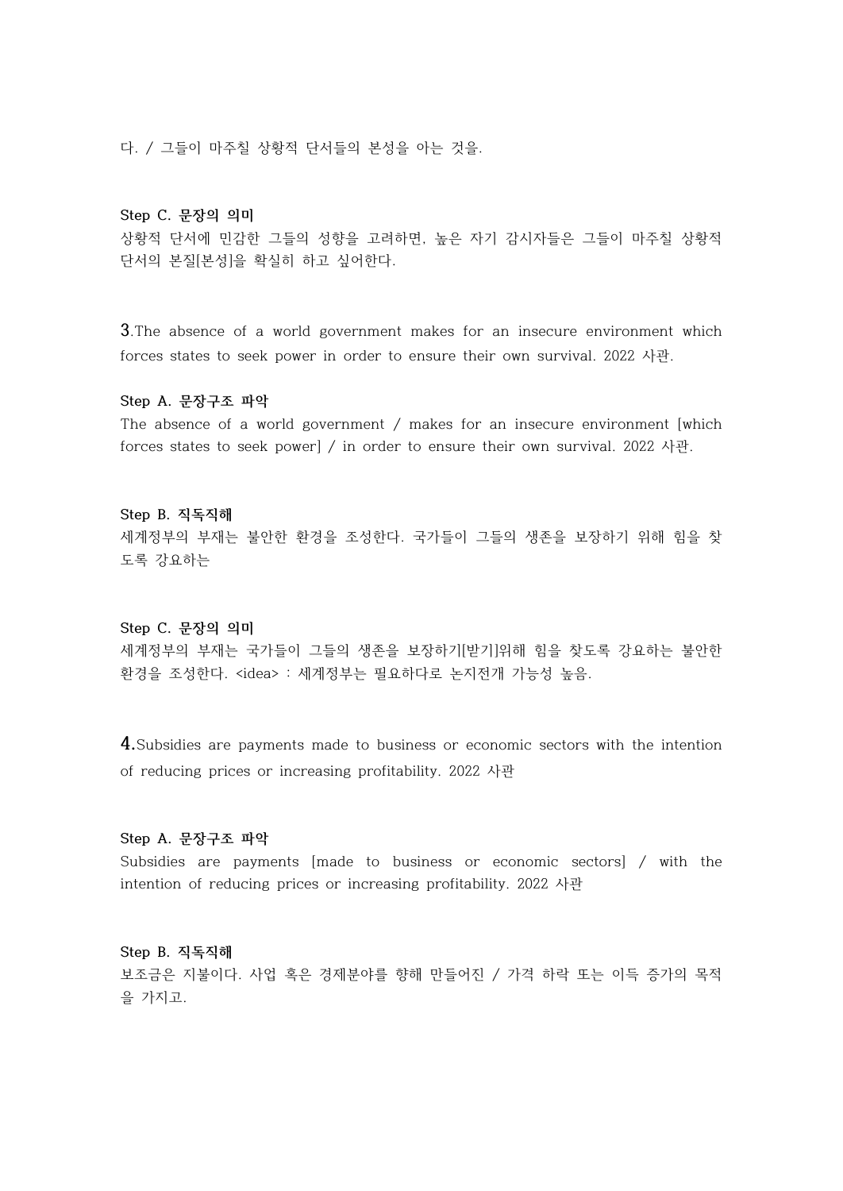다. / 그들이 마주칠 상황적 단서들의 본성을 아는 것을.

**Step C. 문장의 의미**

상황적 단서에 민감한 그들의 성향을 고려하면, 높은 자기 감시자들은 그들이 마주칠 상황적 단서의 본질[본성]을 확실히 하고 싶어한다.

**3**.The absence of a world government makes for an insecure environment which forces states to seek power in order to ensure their own survival. 2022 사관.

**Step A. 문장구조 파악**

The absence of a world government / makes for an insecure environment [which forces states to seek power] / in order to ensure their own survival. 2022 사관.

**Step B. 직독직해**

세계정부의 부재는 불안한 환경을 조성한다. 국가들이 그들의 생존을 보장하기 위해 힘을 찾도록 강요하는

**Step C. 문장의 의미**

세계정부의 부재는 국가들이 그들의 생존을 보장하기[받기]위해 힘을 찾도록 강요하는 불안한 환경을 조성한다. <idea> : 세계정부는 필요하다로 논지전개 가능성 높음.

**4.**Subsidies are payments made to business or economic sectors with the intention of reducing prices or increasing profitability. 2022 사관

**Step A. 문장구조 파악**

Subsidies are payments [made to business or economic sectors] / with the intention of reducing prices or increasing profitability. 2022 사관

**Step B. 직독직해**

보조금은 지불이다. 사업 혹은 경제분야를 향해 만들어진 / 가격 하락 또는 이득 증가의 목적을 가지고.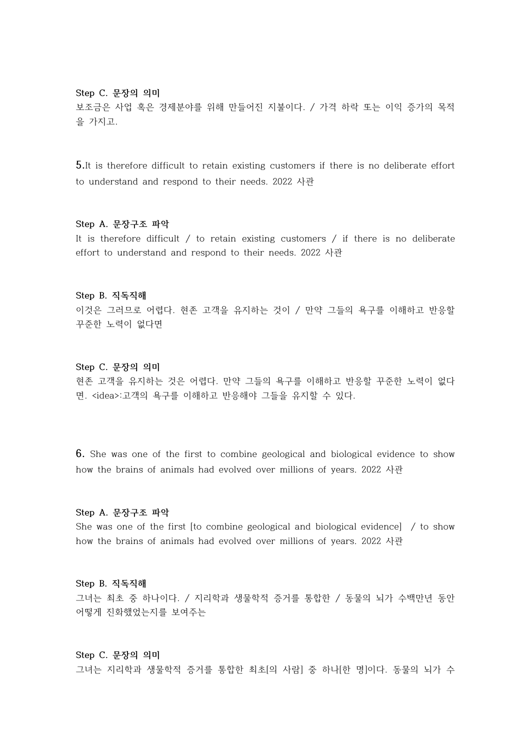**Step C. 문장의 의미**

보조금은 사업 혹은 경제분야를 위해 만들어진 지불이다. / 가격 하락 또는 이익 증가의 목적을 가지고.

**5.** It is therefore difficult to retain existing customers if there is no deliberate effort to understand and respond to their needs. 2022 사관

**Step A. 문장구조 파악**

It is therefore difficult / to retain existing customers / if there is no deliberate effort to understand and respond to their needs. 2022 사관

**Step B. 직독직해**

이것은 그러므로 어렵다. 현존 고객을 유지하는 것이 / 만약 그들의 욕구를 이해하고 반응할 꾸준한 노력이 없다면

**Step C. 문장의 의미**

현존 고객을 유지하는 것은 어렵다. 만약 그들의 욕구를 이해하고 반응할 꾸준한 노력이 없다면. <idea>:고객의 욕구를 이해하고 반응해야 그들을 유지할 수 있다.

**6.** She was one of the first to combine geological and biological evidence to show how the brains of animals had evolved over millions of years. 2022 사관

**Step A. 문장구조 파악**

She was one of the first [to combine geological and biological evidence] / to show how the brains of animals had evolved over millions of years. 2022 사관

**Step B. 직독직해**

그녀는 최초 중 하나이다. / 지리학과 생물학적 증거를 통합한 / 동물의 뇌가 수백만년 동안 어떻게 진화했었는지를 보여주는

**Step C. 문장의 의미**

그녀는 지리학과 생물학적 증거를 통합한 최초[의 사람] 중 하나[한 명]이다. 동물의 뇌가 수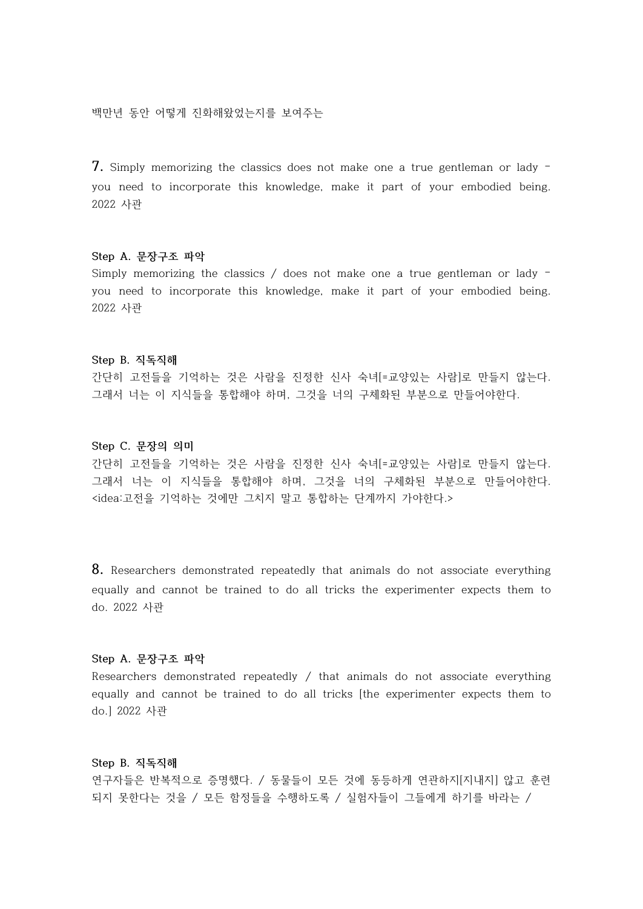백만년 동안 어떻게 진화해왔었는지를 보여주는

**7.** Simply memorizing the classics does not make one a true gentleman or lady - you need to incorporate this knowledge, make it part of your embodied being. 2022 사관

**Step A. 문장구조 파악**

Simply memorizing the classics / does not make one a true gentleman or lady - you need to incorporate this knowledge, make it part of your embodied being. 2022 사관

**Step B. 직독직해**

간단히 고전들을 기억하는 것은 사람을 진정한 신사 숙녀[=교양있는 사람]로 만들지 않는다. 그래서 너는 이 지식들을 통합해야 하며, 그것을 너의 구체화된 부분으로 만들어야한다.

**Step C. 문장의 의미**

간단히 고전들을 기억하는 것은 사람을 진정한 신사 숙녀[=교양있는 사람]로 만들지 않는다. 그래서 너는 이 지식들을 통합해야 하며, 그것을 너의 구체화된 부분으로 만들어야한다. <idea:고전을 기억하는 것에만 그치지 말고 통합하는 단계까지 가야한다.>

**8.** Researchers demonstrated repeatedly that animals do not associate everything equally and cannot be trained to do all tricks the experimenter expects them to do. 2022 사관

**Step A. 문장구조 파악**

Researchers demonstrated repeatedly / that animals do not associate everything equally and cannot be trained to do all tricks [the experimenter expects them to do.] 2022 사관

**Step B. 직독직해**

연구자들은 반복적으로 증명했다. / 동물들이 모든 것에 동등하게 연관하지[지내지] 않고 훈련되지 못한다는 것을 / 모든 함정들을 수행하도록 / 실험자들이 그들에게 하기를 바라는 /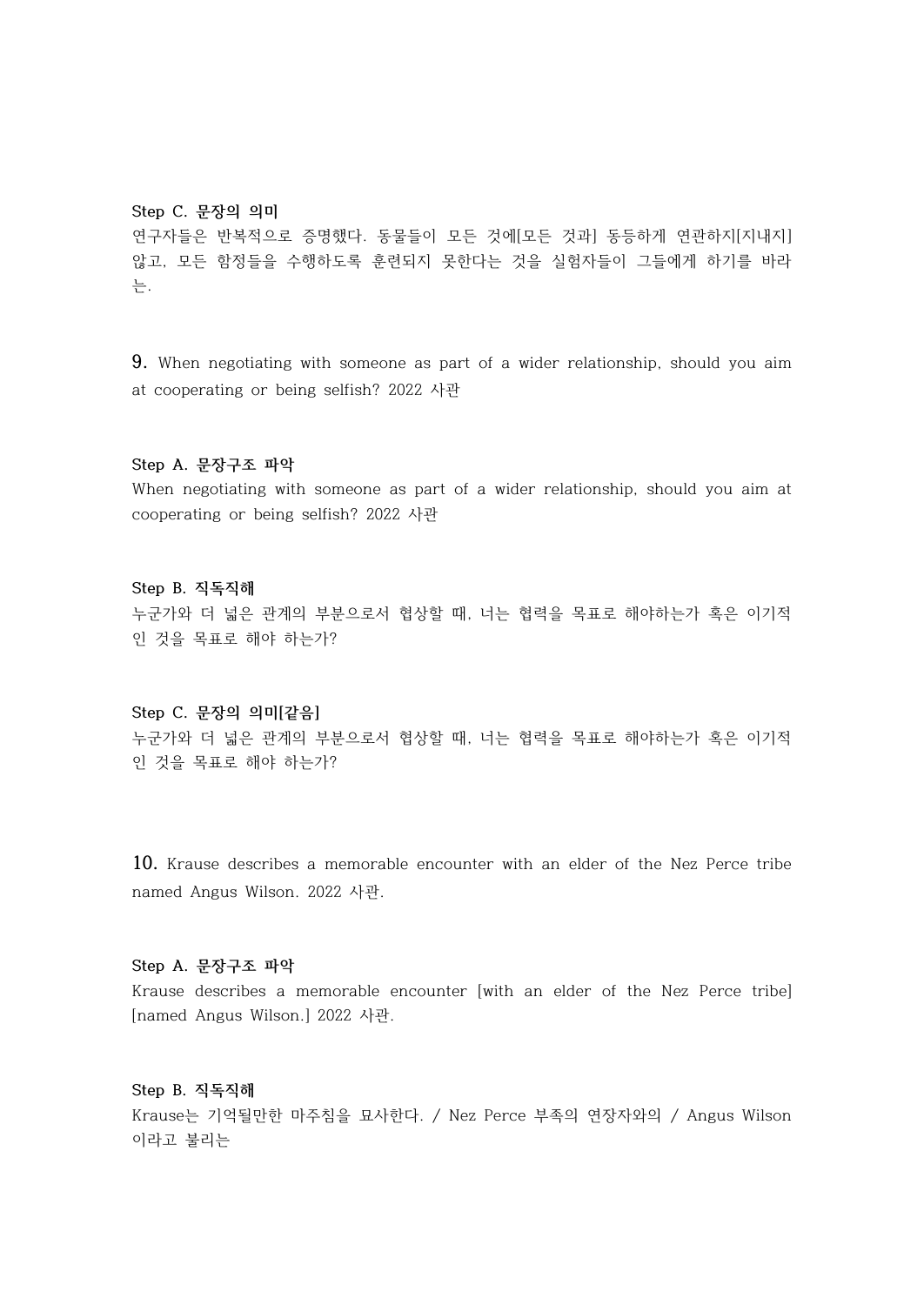**Step C. 문장의 의미**

연구자들은 반복적으로 증명했다. 동물들이 모든 것에[모든 것과] 동등하게 연관하지[지내지] 않고, 모든 함정들을 수행하도록 훈련되지 못한다는 것을 실험자들이 그들에게 하기를 바라는.

**9.** When negotiating with someone as part of a wider relationship, should you aim at cooperating or being selfish? 2022 사관

**Step A. 문장구조 파악**

When negotiating with someone as part of a wider relationship, should you aim at cooperating or being selfish? 2022 사관

**Step B. 직독직해**

누군가와 더 넓은 관계의 부분으로서 협상할 때, 너는 협력을 목표로 해야하는가 혹은 이기적인 것을 목표로 해야 하는가?

**Step C. 문장의 의미[같음]**

누군가와 더 넓은 관계의 부분으로서 협상할 때, 너는 협력을 목표로 해야하는가 혹은 이기적인 것을 목표로 해야 하는가?

**10.** Krause describes a memorable encounter with an elder of the Nez Perce tribe named Angus Wilson. 2022 사관.

**Step A. 문장구조 파악**

Krause describes a memorable encounter [with an elder of the Nez Perce tribe] [named Angus Wilson.] 2022 사관.

**Step B. 직독직해**

Krause는 기억될만한 마주침을 묘사한다. / Nez Perce 부족의 연장자와의 / Angus Wilson 이라고 불리는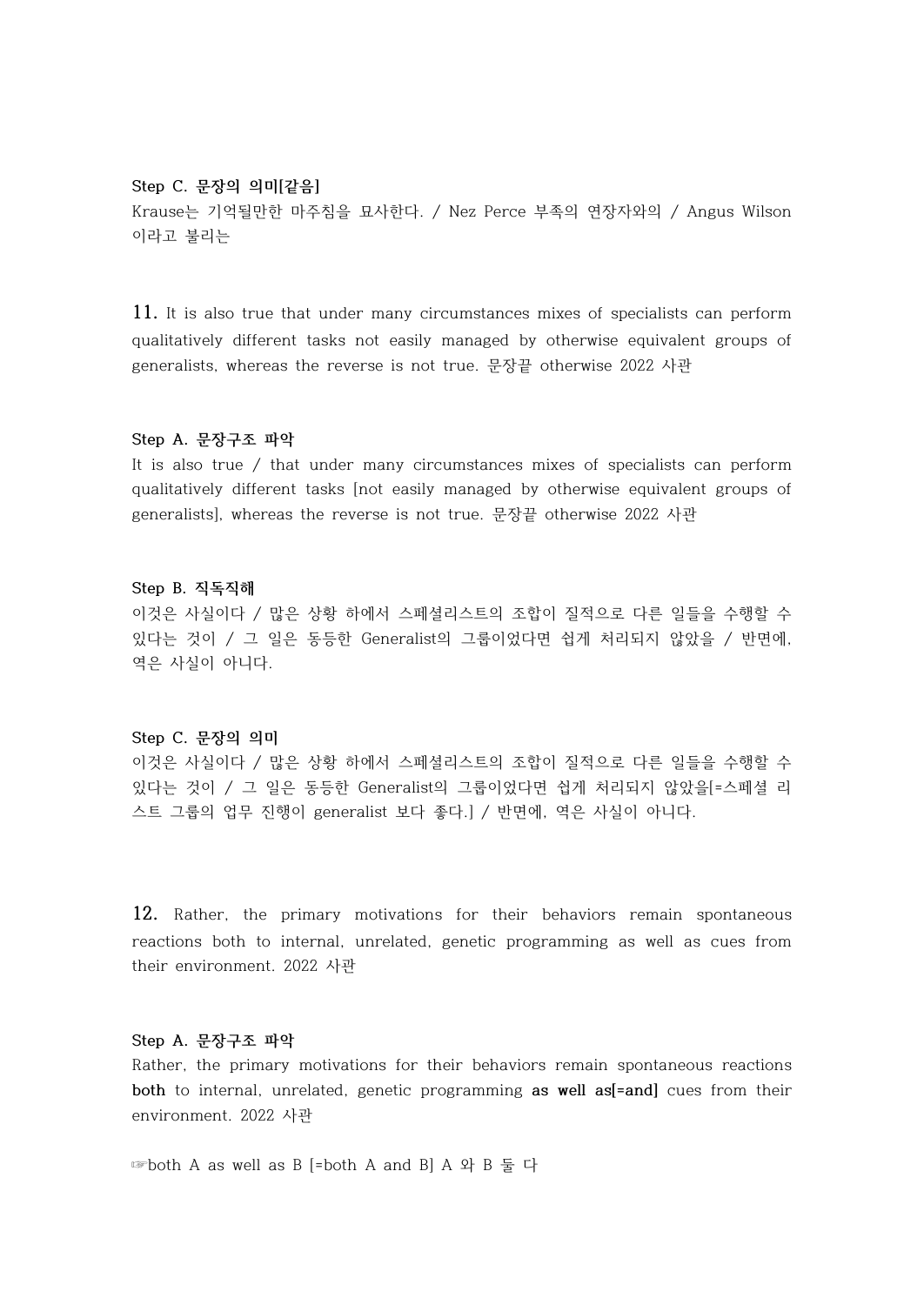**Step C. 문장의 의미[같음]**

Krause는 기억될만한 마주침을 묘사한다. / Nez Perce 부족의 연장자와의 / Angus Wilson 이라고 불리는

**11.** It is also true that under many circumstances mixes of specialists can perform qualitatively different tasks not easily managed by otherwise equivalent groups of generalists, whereas the reverse is not true. 문장끝 otherwise 2022 사관

**Step A. 문장구조 파악**

It is also true / that under many circumstances mixes of specialists can perform qualitatively different tasks [not easily managed by otherwise equivalent groups of generalists], whereas the reverse is not true. 문장끝 otherwise 2022 사관

**Step B. 직독직해**

이것은 사실이다 / 많은 상황 하에서 스페셜리스트의 조합이 질적으로 다른 일들을 수행할 수 있다는 것이 / 그 일은 동등한 Generalist의 그룹이었다면 쉽게 처리되지 않았을 / 반면에, 역은 사실이 아니다.

**Step C. 문장의 의미**

이것은 사실이다 / 많은 상황 하에서 스페셜리스트의 조합이 질적으로 다른 일들을 수행할 수 있다는 것이 / 그 일은 동등한 Generalist의 그룹이었다면 쉽게 처리되지 않았을[=스페셜 리스트 그룹의 업무 진행이 generalist 보다 좋다.] / 반면에, 역은 사실이 아니다.

**12.** Rather, the primary motivations for their behaviors remain spontaneous reactions both to internal, unrelated, genetic programming as well as cues from their environment. 2022 사관

**Step A. 문장구조 파악**

Rather, the primary motivations for their behaviors remain spontaneous reactions **both** to internal, unrelated, genetic programming **as well as[=and]** cues from their environment. 2022 사관

☞both A as well as B [=both A and B] A 와 B 둘 다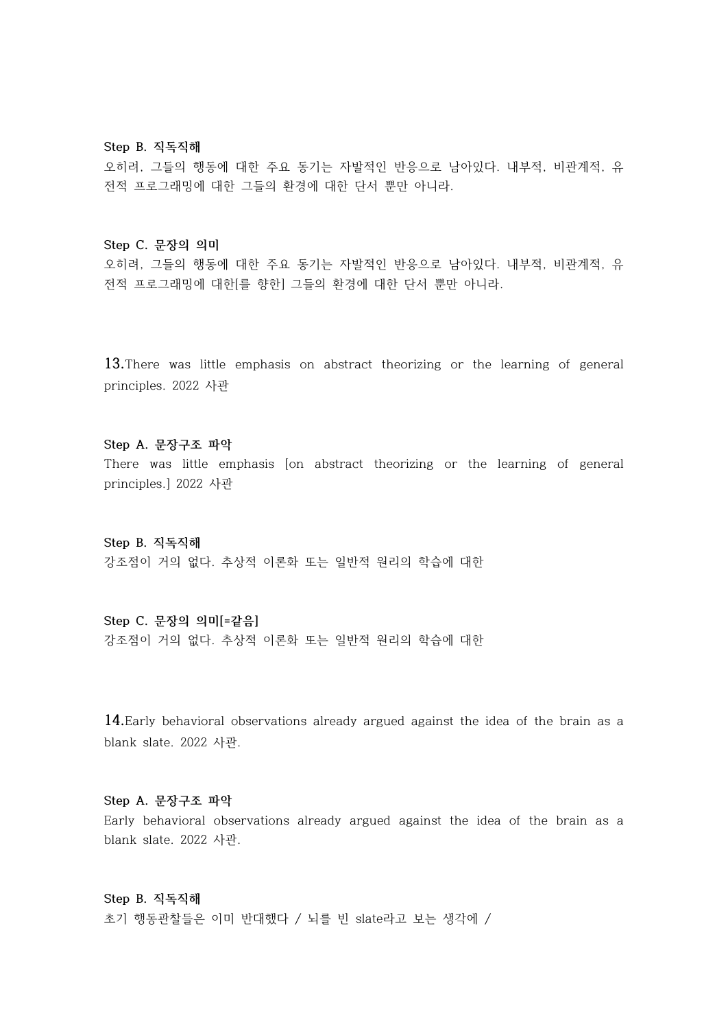**Step B. 직독직해**

오히려, 그들의 행동에 대한 주요 동기는 자발적인 반응으로 남아있다. 내부적, 비관계적, 유전적 프로그래밍에 대한 그들의 환경에 대한 단서 뿐만 아니라.

**Step C. 문장의 의미**

오히려, 그들의 행동에 대한 주요 동기는 자발적인 반응으로 남아있다. 내부적, 비관계적, 유전적 프로그래밍에 대한[를 향한] 그들의 환경에 대한 단서 뿐만 아니라.

**13.**There was little emphasis on abstract theorizing or the learning of general principles. 2022 사관

**Step A. 문장구조 파악**

There was little emphasis [on abstract theorizing or the learning of general principles.] 2022 사관

**Step B. 직독직해**

강조점이 거의 없다. 추상적 이론화 또는 일반적 원리의 학습에 대한

**Step C. 문장의 의미[=같음]**

강조점이 거의 없다. 추상적 이론화 또는 일반적 원리의 학습에 대한

**14.**Early behavioral observations already argued against the idea of the brain as a blank slate. 2022 사관.

**Step A. 문장구조 파악**

Early behavioral observations already argued against the idea of the brain as a blank slate. 2022 사관.

**Step B. 직독직해**

초기 행동관찰들은 이미 반대했다 / 뇌를 빈 slate라고 보는 생각에 /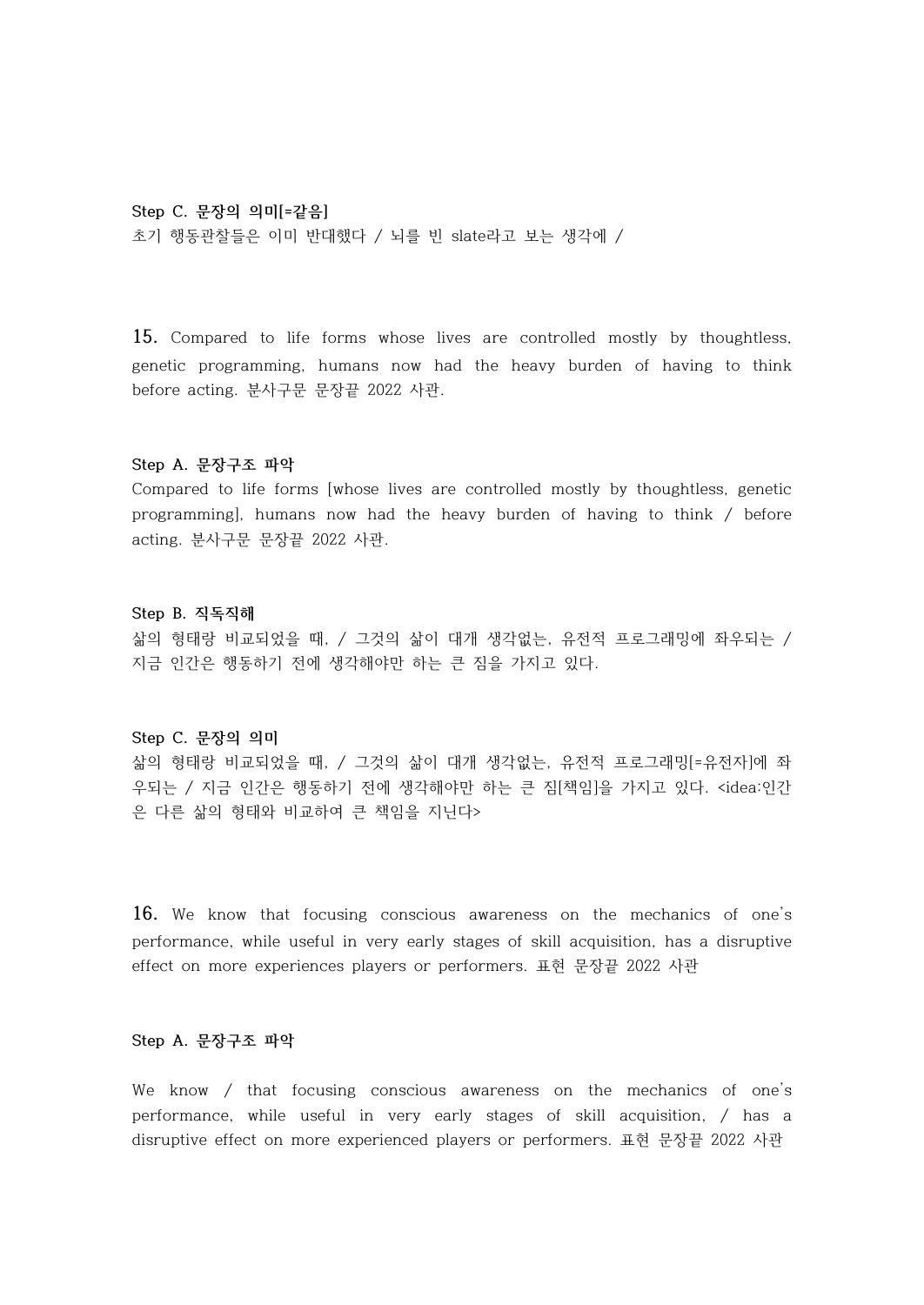**Step C. 문장의 의미[=같음]**

초기 행동관찰들은 이미 반대했다 / 뇌를 빈 slate라고 보는 생각에 /

**15.** Compared to life forms whose lives are controlled mostly by thoughtless, genetic programming, humans now had the heavy burden of having to think before acting. 분사구문 문장끝 2022 사관.

**Step A. 문장구조 파악**

Compared to life forms [whose lives are controlled mostly by thoughtless, genetic programming], humans now had the heavy burden of having to think / before acting. 분사구문 문장끝 2022 사관.

**Step B. 직독직해**

삶의 형태랑 비교되었을 때, / 그것의 삶이 대개 생각없는, 유전적 프로그래밍에 좌우되는 / 지금 인간은 행동하기 전에 생각해야만 하는 큰 짐을 가지고 있다.

**Step C. 문장의 의미**

삶의 형태랑 비교되었을 때, / 그것의 삶이 대개 생각없는, 유전적 프로그래밍[=유전자]에 좌우되는 / 지금 인간은 행동하기 전에 생각해야만 하는 큰 짐[책임]을 가지고 있다. <idea:인간은 다른 삶의 형태와 비교하여 큰 책임을 지닌다>

**16.** We know that focusing conscious awareness on the mechanics of one's performance, while useful in very early stages of skill acquisition, has a disruptive effect on more experiences players or performers. 표현 문장끝 2022 사관

**Step A. 문장구조 파악**

We know / that focusing conscious awareness on the mechanics of one's performance, while useful in very early stages of skill acquisition, / has a disruptive effect on more experienced players or performers. 표현 문장끝 2022 사관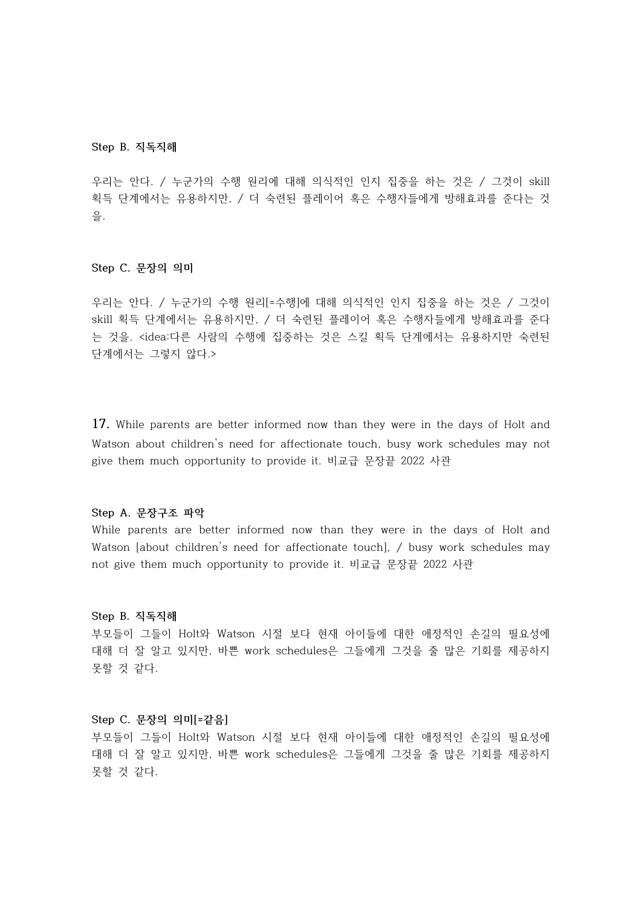**Step B. 직독직해**

우리는 안다. / 누군가의 수행 원리에 대해 의식적인 인지 집중을 하는 것은 / 그것이 skill 획득 단계에서는 유용하지만, / 더 숙련된 플레이어 혹은 수행자들에게 방해효과를 준다는 것을.

**Step C. 문장의 의미**

우리는 안다. / 누군가의 수행 원리[=수행]에 대해 의식적인 인지 집중을 하는 것은 / 그것이 skill 획득 단계에서는 유용하지만, / 더 숙련된 플레이어 혹은 수행자들에게 방해효과를 준다는 것을. <idea:다른 사람의 수행에 집중하는 것은 스킬 획득 단계에서는 유용하지만 숙련된 단계에서는 그렇지 않다.>

**17.** While parents are better informed now than they were in the days of Holt and Watson about children's need for affectionate touch, busy work schedules may not give them much opportunity to provide it. 비교급 문장끝 2022 사관

**Step A. 문장구조 파악**

While parents are better informed now than they were in the days of Holt and Watson [about children's need for affectionate touch], / busy work schedules may not give them much opportunity to provide it. 비교급 문장끝 2022 사관

**Step B. 직독직해**

부모들이 그들이 Holt와 Watson 시절 보다 현재 아이들에 대한 애정적인 손길의 필요성에 대해 더 잘 알고 있지만, 바쁜 work schedules은 그들에게 그것을 줄 많은 기회를 제공하지 못할 것 같다.

**Step C. 문장의 의미[=같음]**

부모들이 그들이 Holt와 Watson 시절 보다 현재 아이들에 대한 애정적인 손길의 필요성에 대해 더 잘 알고 있지만, 바쁜 work schedules은 그들에게 그것을 줄 많은 기회를 제공하지 못할 것 같다.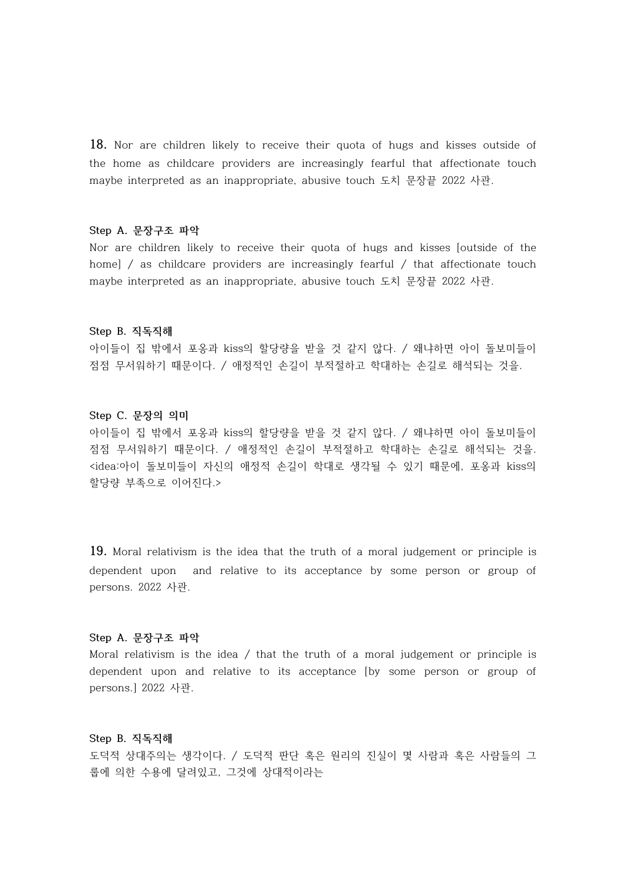**18.** Nor are children likely to receive their quota of hugs and kisses outside of the home as childcare providers are increasingly fearful that affectionate touch maybe interpreted as an inappropriate, abusive touch 도치 문장끝 2022 사관.

**Step A. 문장구조 파악**

Nor are children likely to receive their quota of hugs and kisses [outside of the home] / as childcare providers are increasingly fearful / that affectionate touch maybe interpreted as an inappropriate, abusive touch 도치 문장끝 2022 사관.

**Step B. 직독직해**

아이들이 집 밖에서 포옹과 kiss의 할당량을 받을 것 같지 않다. / 왜냐하면 아이 돌보미들이 점점 무서워하기 때문이다. / 애정적인 손길이 부적절하고 학대하는 손길로 해석되는 것을.

**Step C. 문장의 의미**

아이들이 집 밖에서 포옹과 kiss의 할당량을 받을 것 같지 않다. / 왜냐하면 아이 돌보미들이 점점 무서워하기 때문이다. / 애정적인 손길이 부적절하고 학대하는 손길로 해석되는 것을. <idea:아이 돌보미들이 자신의 애정적 손길이 학대로 생각될 수 있기 때문에, 포옹과 kiss의 할당량 부족으로 이어진다.>

**19.** Moral relativism is the idea that the truth of a moral judgement or principle is dependent upon  and relative to its acceptance by some person or group of persons. 2022 사관.

**Step A. 문장구조 파악**

Moral relativism is the idea / that the truth of a moral judgement or principle is dependent upon and relative to its acceptance [by some person or group of persons.] 2022 사관.

**Step B. 직독직해**

도덕적 상대주의는 생각이다. / 도덕적 판단 혹은 원리의 진실이 몇 사람과 혹은 사람들의 그룹에 의한 수용에 달려있고, 그것에 상대적이라는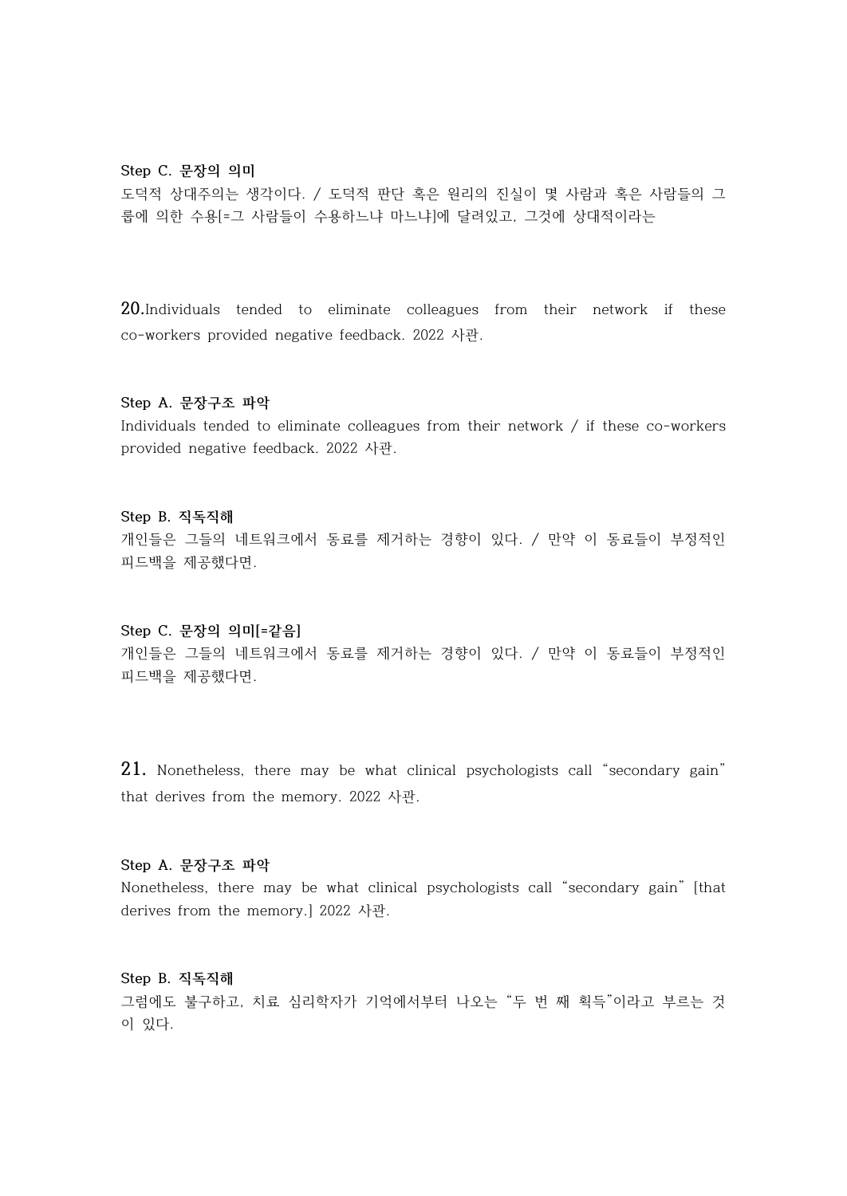**Step C. 문장의 의미**

도덕적 상대주의는 생각이다. / 도덕적 판단 혹은 원리의 진실이 몇 사람과 혹은 사람들의 그룹에 의한 수용[=그 사람들이 수용하느냐 마느냐]에 달려있고, 그것에 상대적이라는

**20.**Individuals tended to eliminate colleagues from their network if these co-workers provided negative feedback. 2022 사관.

**Step A. 문장구조 파악**

Individuals tended to eliminate colleagues from their network / if these co-workers provided negative feedback. 2022 사관.

**Step B. 직독직해**

개인들은 그들의 네트워크에서 동료를 제거하는 경향이 있다. / 만약 이 동료들이 부정적인 피드백을 제공했다면.

**Step C. 문장의 의미[=같음]**

개인들은 그들의 네트워크에서 동료를 제거하는 경향이 있다. / 만약 이 동료들이 부정적인 피드백을 제공했다면.

**21.** Nonetheless, there may be what clinical psychologists call "secondary gain" that derives from the memory. 2022 사관.

**Step A. 문장구조 파악**

Nonetheless, there may be what clinical psychologists call "secondary gain" [that derives from the memory.] 2022 사관.

**Step B. 직독직해**

그럼에도 불구하고, 치료 심리학자가 기억에서부터 나오는 "두 번 째 획득"이라고 부르는 것이 있다.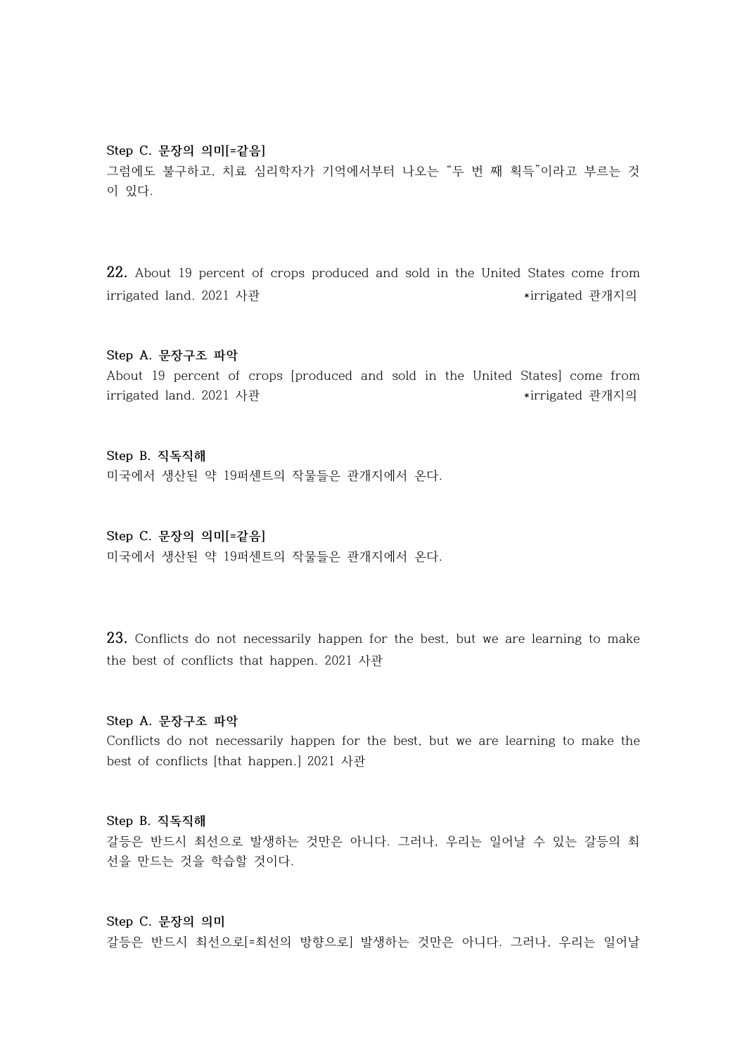**Step C. 문장의 의미[=같음]**

그럼에도 불구하고, 치료 심리학자가 기억에서부터 나오는 "두 번 째 획득"이라고 부르는 것이 있다.

**22.** About 19 percent of crops produced and sold in the United States come from irrigated land. 2021 사관 *irrigated 관개지의

**Step A. 문장구조 파악**

About 19 percent of crops [produced and sold in the United States] come from irrigated land. 2021 사관 *irrigated 관개지의

**Step B. 직독직해**

미국에서 생산된 약 19퍼센트의 작물들은 관개지에서 온다.

**Step C. 문장의 의미[=같음]**

미국에서 생산된 약 19퍼센트의 작물들은 관개지에서 온다.

**23.** Conflicts do not necessarily happen for the best, but we are learning to make the best of conflicts that happen. 2021 사관

**Step A. 문장구조 파악**

Conflicts do not necessarily happen for the best, but we are learning to make the best of conflicts [that happen.] 2021 사관

**Step B. 직독직해**

갈등은 반드시 최선으로 발생하는 것만은 아니다. 그러나, 우리는 일어날 수 있는 갈등의 최선을 만드는 것을 학습할 것이다.

**Step C. 문장의 의미**

갈등은 반드시 최선으로[=최선의 방향으로] 발생하는 것만은 아니다. 그러나, 우리는 일어날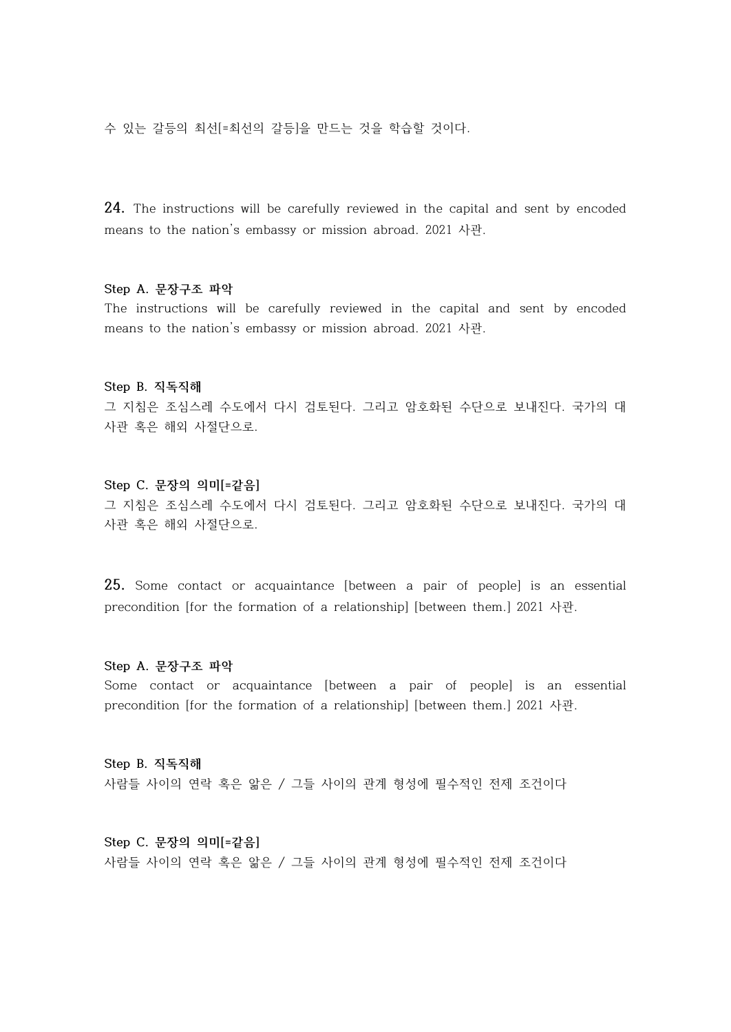수 있는 갈등의 최선[=최선의 갈등]을 만드는 것을 학습할 것이다.

**24.** The instructions will be carefully reviewed in the capital and sent by encoded means to the nation's embassy or mission abroad. 2021 사관.

**Step A. 문장구조 파악**

The instructions will be carefully reviewed in the capital and sent by encoded means to the nation's embassy or mission abroad. 2021 사관.

**Step B. 직독직해**

그 지침은 조심스레 수도에서 다시 검토된다. 그리고 암호화된 수단으로 보내진다. 국가의 대사관 혹은 해외 사절단으로.

**Step C. 문장의 의미[=같음]**

그 지침은 조심스레 수도에서 다시 검토된다. 그리고 암호화된 수단으로 보내진다. 국가의 대사관 혹은 해외 사절단으로.

**25.** Some contact or acquaintance [between a pair of people] is an essential precondition [for the formation of a relationship] [between them.] 2021 사관.

**Step A. 문장구조 파악**

Some contact or acquaintance [between a pair of people] is an essential precondition [for the formation of a relationship] [between them.] 2021 사관.

**Step B. 직독직해**

사람들 사이의 연락 혹은 앎은 / 그들 사이의 관계 형성에 필수적인 전제 조건이다

**Step C. 문장의 의미[=같음]**

사람들 사이의 연락 혹은 앎은 / 그들 사이의 관계 형성에 필수적인 전제 조건이다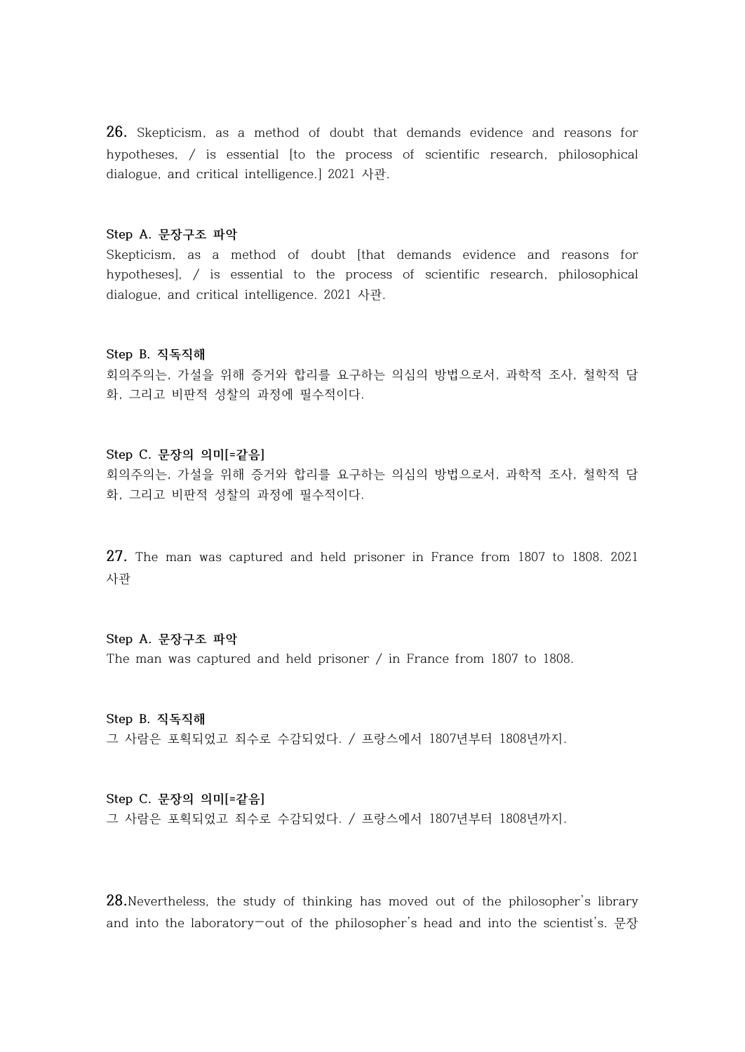**26.** Skepticism, as a method of doubt that demands evidence and reasons for hypotheses, / is essential [to the process of scientific research, philosophical dialogue, and critical intelligence.] 2021 사관.

**Step A. 문장구조 파악**

Skepticism, as a method of doubt [that demands evidence and reasons for hypotheses], / is essential to the process of scientific research, philosophical dialogue, and critical intelligence. 2021 사관.

**Step B. 직독직해**

회의주의는, 가설을 위해 증거와 합리를 요구하는 의심의 방법으로서, 과학적 조사, 철학적 담화, 그리고 비판적 성찰의 과정에 필수적이다.

**Step C. 문장의 의미[=같음]**

회의주의는, 가설을 위해 증거와 합리를 요구하는 의심의 방법으로서, 과학적 조사, 철학적 담화, 그리고 비판적 성찰의 과정에 필수적이다.

**27.** The man was captured and held prisoner in France from 1807 to 1808. 2021 사관

**Step A. 문장구조 파악**

The man was captured and held prisoner / in France from 1807 to 1808.

**Step B. 직독직해**

그 사람은 포획되었고 죄수로 수감되었다. / 프랑스에서 1807년부터 1808년까지.

**Step C. 문장의 의미[=같음]**

그 사람은 포획되었고 죄수로 수감되었다. / 프랑스에서 1807년부터 1808년까지.

**28.** Nevertheless, the study of thinking has moved out of the philosopher's library and into the laboratory—out of the philosopher's head and into the scientist's. 문장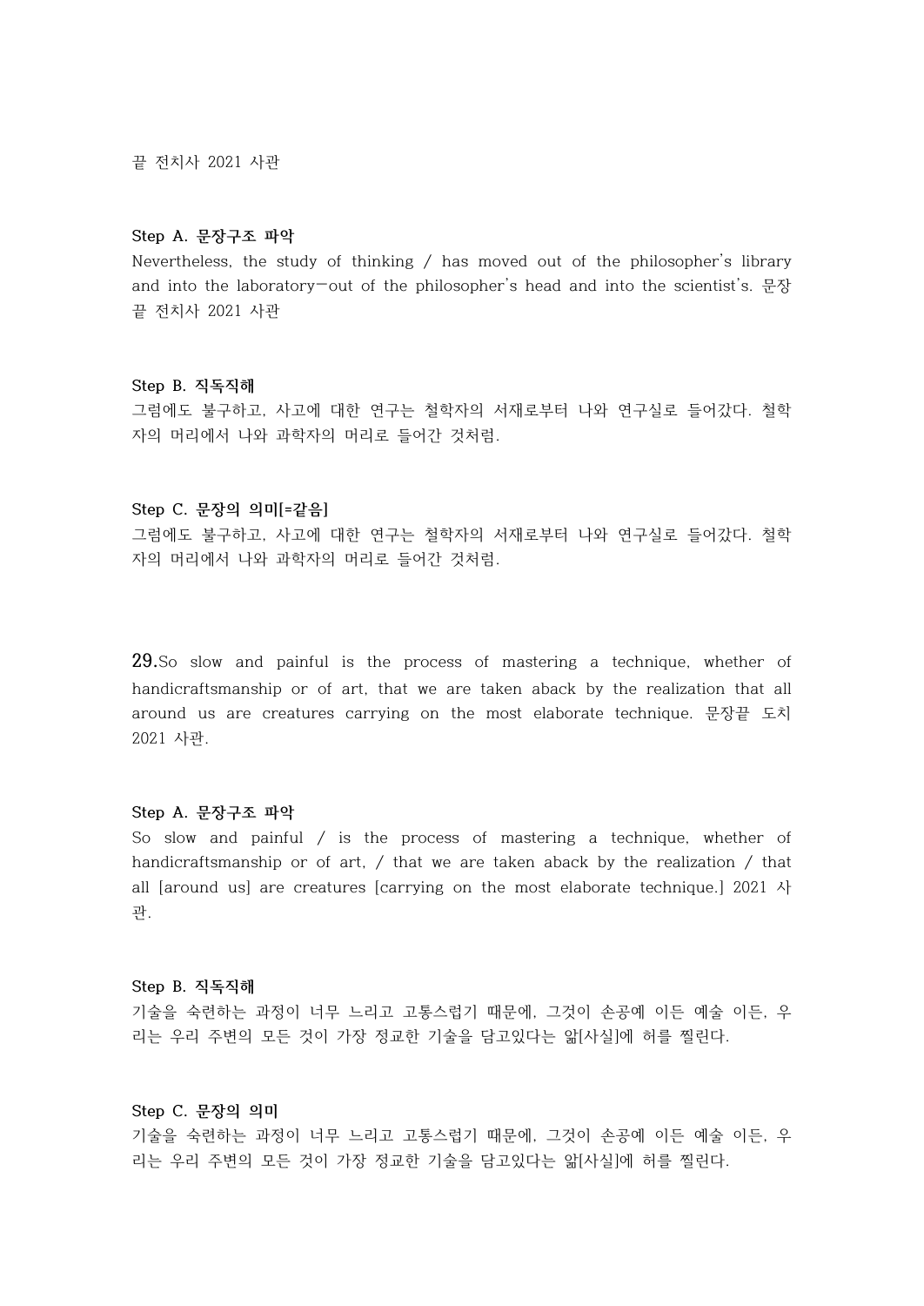끝 전치사 2021 사관

**Step A. 문장구조 파악**

Nevertheless, the study of thinking / has moved out of the philosopher's library and into the laboratory—out of the philosopher's head and into the scientist's. 문장 끝 전치사 2021 사관

**Step B. 직독직해**

그럼에도 불구하고, 사고에 대한 연구는 철학자의 서재로부터 나와 연구실로 들어갔다. 철학자의 머리에서 나와 과학자의 머리로 들어간 것처럼.

**Step C. 문장의 의미[=같음]**

그럼에도 불구하고, 사고에 대한 연구는 철학자의 서재로부터 나와 연구실로 들어갔다. 철학자의 머리에서 나와 과학자의 머리로 들어간 것처럼.

**29.**So slow and painful is the process of mastering a technique, whether of handicraftsmanship or of art, that we are taken aback by the realization that all around us are creatures carrying on the most elaborate technique. 문장끝 도치 2021 사관.

**Step A. 문장구조 파악**

So slow and painful / is the process of mastering a technique, whether of handicraftsmanship or of art, / that we are taken aback by the realization / that all [around us] are creatures [carrying on the most elaborate technique.] 2021 사관.

**Step B. 직독직해**

기술을 숙련하는 과정이 너무 느리고 고통스럽기 때문에, 그것이 손공예 이든 예술 이든, 우리는 우리 주변의 모든 것이 가장 정교한 기술을 담고있다는 앎[사실]에 허를 찔린다.

**Step C. 문장의 의미**

기술을 숙련하는 과정이 너무 느리고 고통스럽기 때문에, 그것이 손공예 이든 예술 이든, 우리는 우리 주변의 모든 것이 가장 정교한 기술을 담고있다는 앎[사실]에 허를 찔린다.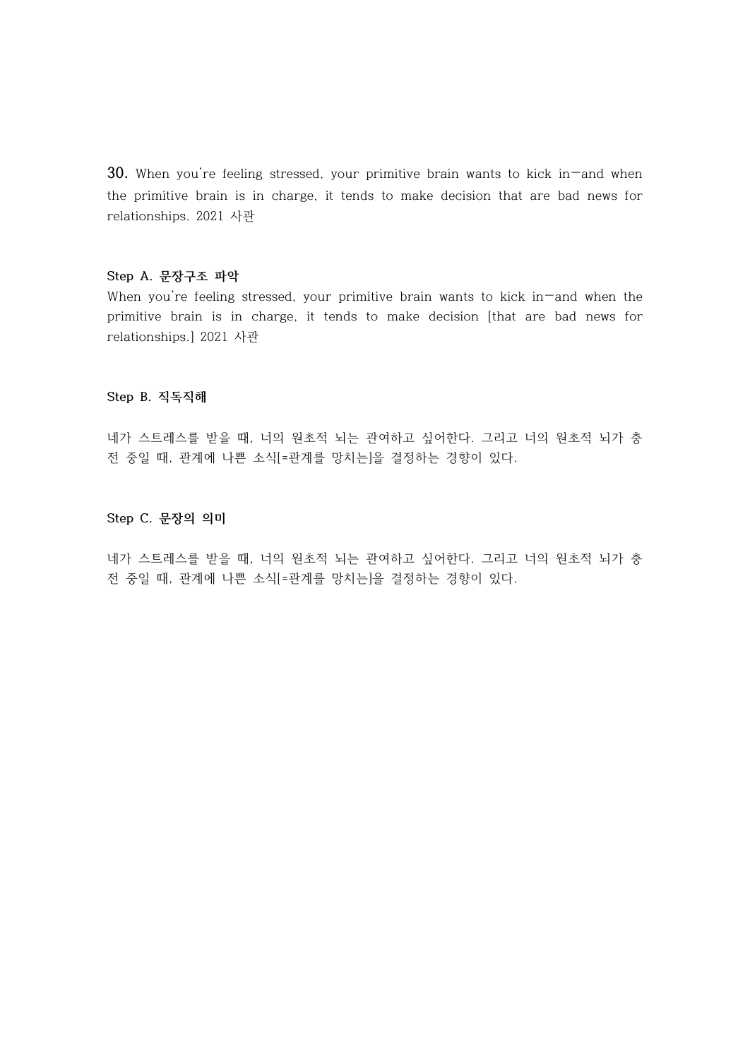**30.** When you're feeling stressed, your primitive brain wants to kick in—and when the primitive brain is in charge, it tends to make decision that are bad news for relationships. 2021 사관

**Step A. 문장구조 파악**

When you're feeling stressed, your primitive brain wants to kick in—and when the primitive brain is in charge, it tends to make decision [that are bad news for relationships.] 2021 사관

**Step B. 직독직해**

네가 스트레스를 받을 때, 너의 원초적 뇌는 관여하고 싶어한다. 그리고 너의 원초적 뇌가 충전 중일 때, 관계에 나쁜 소식[=관계를 망치는]을 결정하는 경향이 있다.

**Step C. 문장의 의미**

네가 스트레스를 받을 때, 너의 원초적 뇌는 관여하고 싶어한다. 그리고 너의 원초적 뇌가 충전 중일 때, 관계에 나쁜 소식[=관계를 망치는]을 결정하는 경향이 있다.